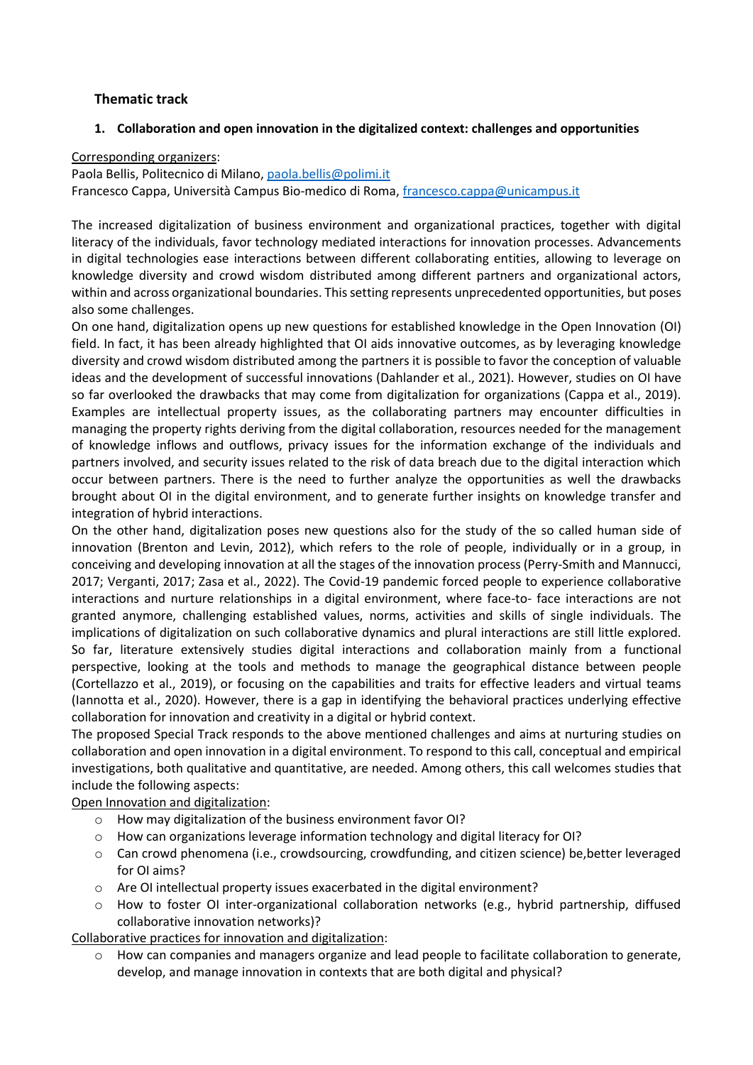## Thematic track

### 1. Collaboration and open innovation in the digitalized context: challenges and opportunities

Corresponding organizers:
Paola Bellis, Politecnico di Milano, paola.bellis@polimi.it
Francesco Cappa, Università Campus Bio-medico di Roma, francesco.cappa@unicampus.it

The increased digitalization of business environment and organizational practices, together with digital literacy of the individuals, favor technology mediated interactions for innovation processes. Advancements in digital technologies ease interactions between different collaborating entities, allowing to leverage on knowledge diversity and crowd wisdom distributed among different partners and organizational actors, within and across organizational boundaries. This setting represents unprecedented opportunities, but poses also some challenges.

On one hand, digitalization opens up new questions for established knowledge in the Open Innovation (OI) field. In fact, it has been already highlighted that OI aids innovative outcomes, as by leveraging knowledge diversity and crowd wisdom distributed among the partners it is possible to favor the conception of valuable ideas and the development of successful innovations (Dahlander et al., 2021). However, studies on OI have so far overlooked the drawbacks that may come from digitalization for organizations (Cappa et al., 2019). Examples are intellectual property issues, as the collaborating partners may encounter difficulties in managing the property rights deriving from the digital collaboration, resources needed for the management of knowledge inflows and outflows, privacy issues for the information exchange of the individuals and partners involved, and security issues related to the risk of data breach due to the digital interaction which occur between partners. There is the need to further analyze the opportunities as well the drawbacks brought about OI in the digital environment, and to generate further insights on knowledge transfer and integration of hybrid interactions.

On the other hand, digitalization poses new questions also for the study of the so called human side of innovation (Brenton and Levin, 2012), which refers to the role of people, individually or in a group, in conceiving and developing innovation at all the stages of the innovation process (Perry-Smith and Mannucci, 2017; Verganti, 2017; Zasa et al., 2022). The Covid-19 pandemic forced people to experience collaborative interactions and nurture relationships in a digital environment, where face-to- face interactions are not granted anymore, challenging established values, norms, activities and skills of single individuals. The implications of digitalization on such collaborative dynamics and plural interactions are still little explored. So far, literature extensively studies digital interactions and collaboration mainly from a functional perspective, looking at the tools and methods to manage the geographical distance between people (Cortellazzo et al., 2019), or focusing on the capabilities and traits for effective leaders and virtual teams (Iannotta et al., 2020). However, there is a gap in identifying the behavioral practices underlying effective collaboration for innovation and creativity in a digital or hybrid context.

The proposed Special Track responds to the above mentioned challenges and aims at nurturing studies on collaboration and open innovation in a digital environment. To respond to this call, conceptual and empirical investigations, both qualitative and quantitative, are needed. Among others, this call welcomes studies that include the following aspects:

Open Innovation and digitalization:

- How may digitalization of the business environment favor OI?
- How can organizations leverage information technology and digital literacy for OI?
- Can crowd phenomena (i.e., crowdsourcing, crowdfunding, and citizen science) be,better leveraged for OI aims?
- Are OI intellectual property issues exacerbated in the digital environment?
- How to foster OI inter-organizational collaboration networks (e.g., hybrid partnership, diffused collaborative innovation networks)?

Collaborative practices for innovation and digitalization:

- How can companies and managers organize and lead people to facilitate collaboration to generate, develop, and manage innovation in contexts that are both digital and physical?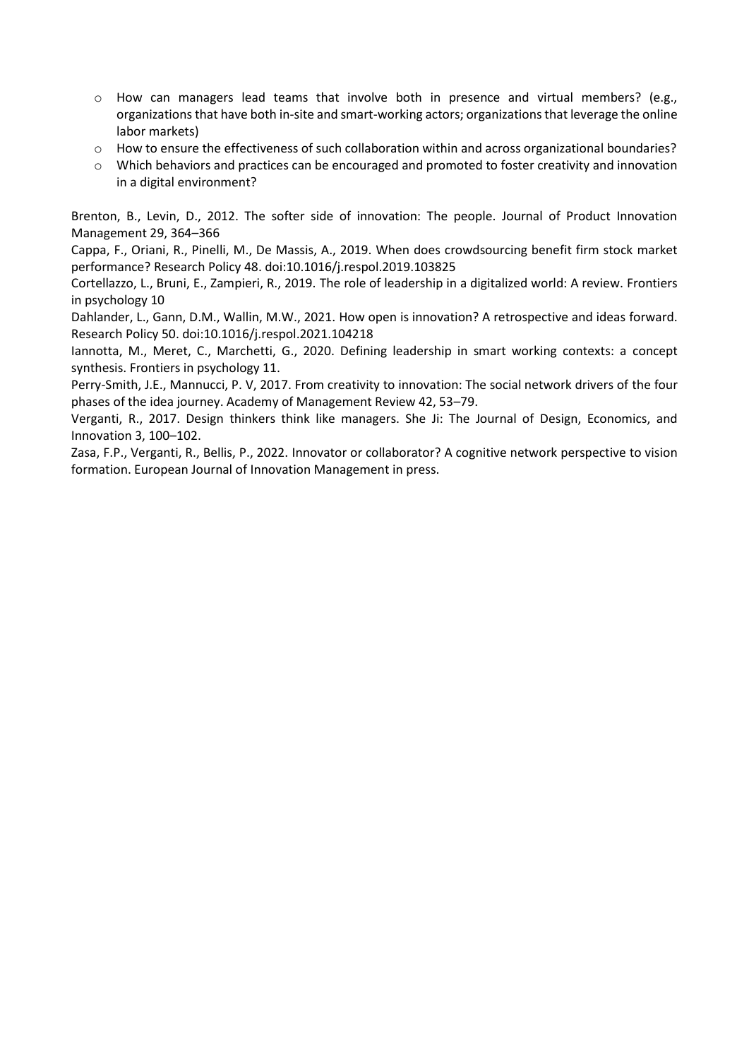- How can managers lead teams that involve both in presence and virtual members? (e.g., organizations that have both in-site and smart-working actors; organizations that leverage the online labor markets)
- How to ensure the effectiveness of such collaboration within and across organizational boundaries?
- Which behaviors and practices can be encouraged and promoted to foster creativity and innovation in a digital environment?

Brenton, B., Levin, D., 2012. The softer side of innovation: The people. Journal of Product Innovation Management 29, 364–366

Cappa, F., Oriani, R., Pinelli, M., De Massis, A., 2019. When does crowdsourcing benefit firm stock market performance? Research Policy 48. doi:10.1016/j.respol.2019.103825

Cortellazzo, L., Bruni, E., Zampieri, R., 2019. The role of leadership in a digitalized world: A review. Frontiers in psychology 10

Dahlander, L., Gann, D.M., Wallin, M.W., 2021. How open is innovation? A retrospective and ideas forward. Research Policy 50. doi:10.1016/j.respol.2021.104218

Iannotta, M., Meret, C., Marchetti, G., 2020. Defining leadership in smart working contexts: a concept synthesis. Frontiers in psychology 11.

Perry-Smith, J.E., Mannucci, P. V, 2017. From creativity to innovation: The social network drivers of the four phases of the idea journey. Academy of Management Review 42, 53–79.

Verganti, R., 2017. Design thinkers think like managers. She Ji: The Journal of Design, Economics, and Innovation 3, 100–102.

Zasa, F.P., Verganti, R., Bellis, P., 2022. Innovator or collaborator? A cognitive network perspective to vision formation. European Journal of Innovation Management in press.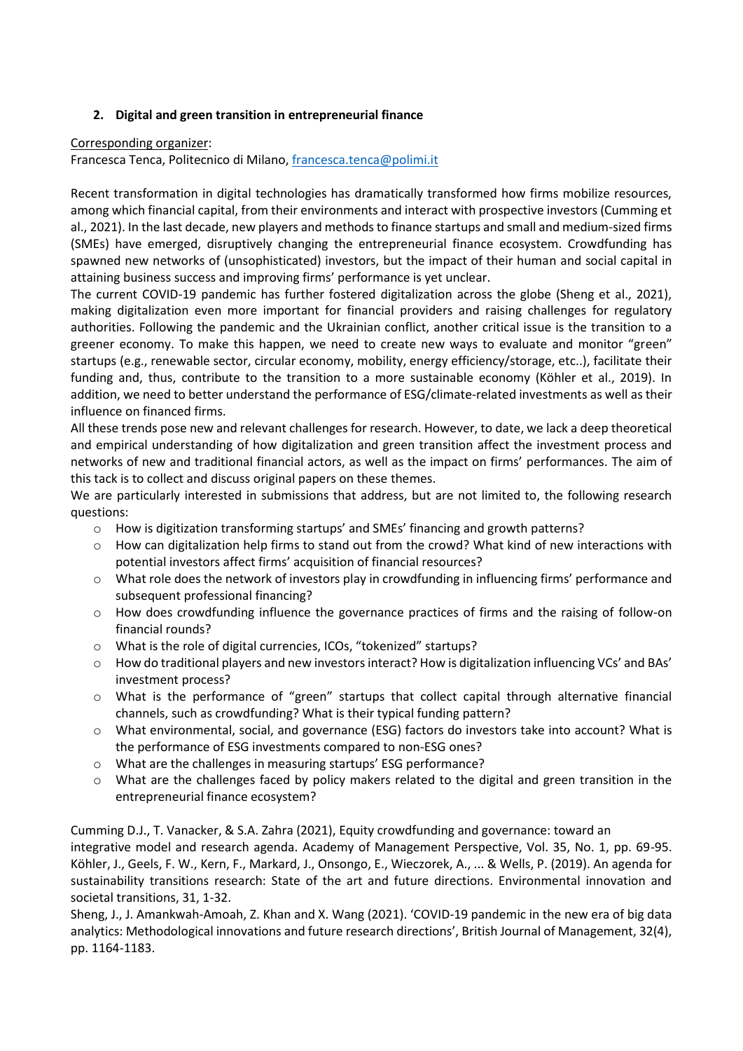## 2. Digital and green transition in entrepreneurial finance

Corresponding organizer:
Francesca Tenca, Politecnico di Milano, francesca.tenca@polimi.it

Recent transformation in digital technologies has dramatically transformed how firms mobilize resources, among which financial capital, from their environments and interact with prospective investors (Cumming et al., 2021). In the last decade, new players and methods to finance startups and small and medium-sized firms (SMEs) have emerged, disruptively changing the entrepreneurial finance ecosystem. Crowdfunding has spawned new networks of (unsophisticated) investors, but the impact of their human and social capital in attaining business success and improving firms' performance is yet unclear.

The current COVID-19 pandemic has further fostered digitalization across the globe (Sheng et al., 2021), making digitalization even more important for financial providers and raising challenges for regulatory authorities. Following the pandemic and the Ukrainian conflict, another critical issue is the transition to a greener economy. To make this happen, we need to create new ways to evaluate and monitor "green" startups (e.g., renewable sector, circular economy, mobility, energy efficiency/storage, etc..), facilitate their funding and, thus, contribute to the transition to a more sustainable economy (Köhler et al., 2019). In addition, we need to better understand the performance of ESG/climate-related investments as well as their influence on financed firms.

All these trends pose new and relevant challenges for research. However, to date, we lack a deep theoretical and empirical understanding of how digitalization and green transition affect the investment process and networks of new and traditional financial actors, as well as the impact on firms' performances. The aim of this tack is to collect and discuss original papers on these themes.

We are particularly interested in submissions that address, but are not limited to, the following research questions:

- How is digitization transforming startups' and SMEs' financing and growth patterns?
- How can digitalization help firms to stand out from the crowd? What kind of new interactions with potential investors affect firms' acquisition of financial resources?
- What role does the network of investors play in crowdfunding in influencing firms' performance and subsequent professional financing?
- How does crowdfunding influence the governance practices of firms and the raising of follow-on financial rounds?
- What is the role of digital currencies, ICOs, "tokenized" startups?
- How do traditional players and new investors interact? How is digitalization influencing VCs' and BAs' investment process?
- What is the performance of "green" startups that collect capital through alternative financial channels, such as crowdfunding? What is their typical funding pattern?
- What environmental, social, and governance (ESG) factors do investors take into account? What is the performance of ESG investments compared to non-ESG ones?
- What are the challenges in measuring startups' ESG performance?
- What are the challenges faced by policy makers related to the digital and green transition in the entrepreneurial finance ecosystem?

Cumming D.J., T. Vanacker, & S.A. Zahra (2021), Equity crowdfunding and governance: toward an integrative model and research agenda. Academy of Management Perspective, Vol. 35, No. 1, pp. 69-95.

Köhler, J., Geels, F. W., Kern, F., Markard, J., Onsongo, E., Wieczorek, A., ... & Wells, P. (2019). An agenda for sustainability transitions research: State of the art and future directions. Environmental innovation and societal transitions, 31, 1-32.

Sheng, J., J. Amankwah-Amoah, Z. Khan and X. Wang (2021). 'COVID-19 pandemic in the new era of big data analytics: Methodological innovations and future research directions', British Journal of Management, 32(4), pp. 1164-1183.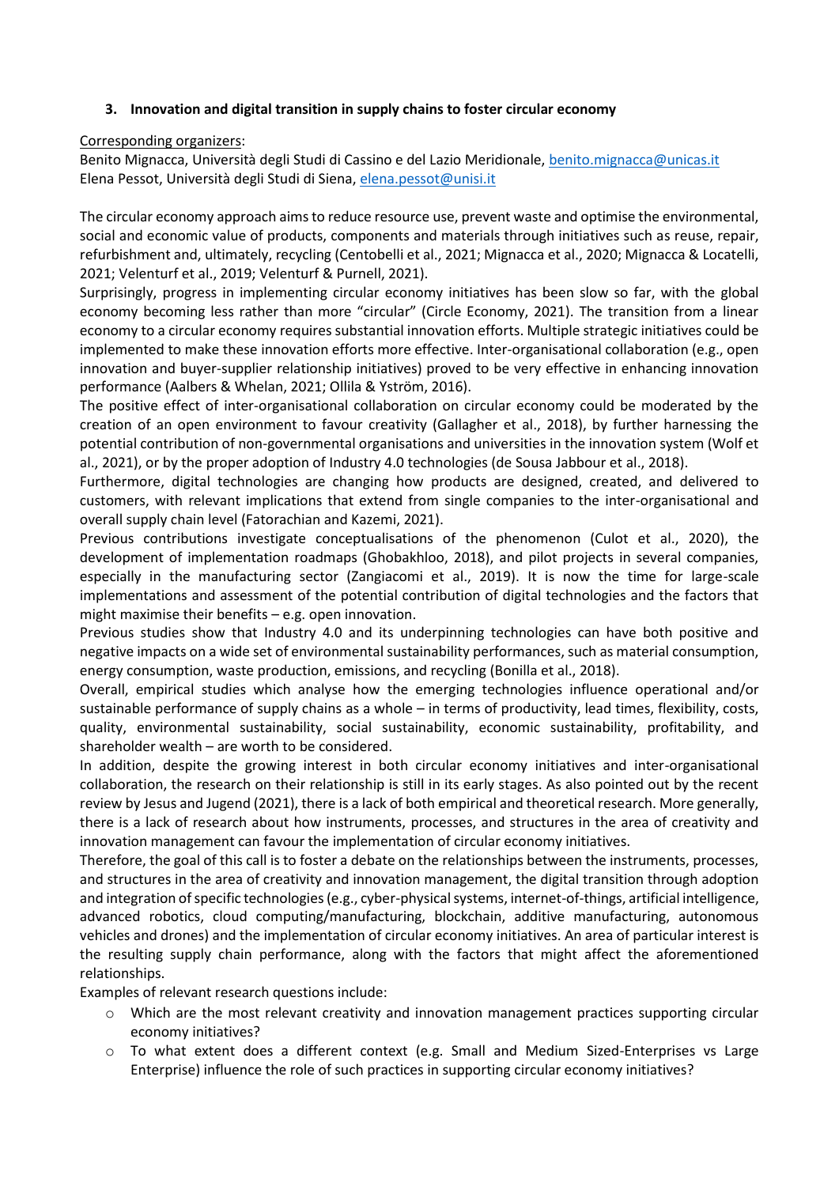### 3. Innovation and digital transition in supply chains to foster circular economy

<u>Corresponding organizers</u>:
Benito Mignacca, Università degli Studi di Cassino e del Lazio Meridionale, benito.mignacca@unicas.it
Elena Pessot, Università degli Studi di Siena, elena.pessot@unisi.it

The circular economy approach aims to reduce resource use, prevent waste and optimise the environmental, social and economic value of products, components and materials through initiatives such as reuse, repair, refurbishment and, ultimately, recycling (Centobelli et al., 2021; Mignacca et al., 2020; Mignacca & Locatelli, 2021; Velenturf et al., 2019; Velenturf & Purnell, 2021).

Surprisingly, progress in implementing circular economy initiatives has been slow so far, with the global economy becoming less rather than more "circular" (Circle Economy, 2021). The transition from a linear economy to a circular economy requires substantial innovation efforts. Multiple strategic initiatives could be implemented to make these innovation efforts more effective. Inter-organisational collaboration (e.g., open innovation and buyer-supplier relationship initiatives) proved to be very effective in enhancing innovation performance (Aalbers & Whelan, 2021; Ollila & Yström, 2016).

The positive effect of inter-organisational collaboration on circular economy could be moderated by the creation of an open environment to favour creativity (Gallagher et al., 2018), by further harnessing the potential contribution of non-governmental organisations and universities in the innovation system (Wolf et al., 2021), or by the proper adoption of Industry 4.0 technologies (de Sousa Jabbour et al., 2018).

Furthermore, digital technologies are changing how products are designed, created, and delivered to customers, with relevant implications that extend from single companies to the inter-organisational and overall supply chain level (Fatorachian and Kazemi, 2021).

Previous contributions investigate conceptualisations of the phenomenon (Culot et al., 2020), the development of implementation roadmaps (Ghobakhloo, 2018), and pilot projects in several companies, especially in the manufacturing sector (Zangiacomi et al., 2019). It is now the time for large-scale implementations and assessment of the potential contribution of digital technologies and the factors that might maximise their benefits – e.g. open innovation.

Previous studies show that Industry 4.0 and its underpinning technologies can have both positive and negative impacts on a wide set of environmental sustainability performances, such as material consumption, energy consumption, waste production, emissions, and recycling (Bonilla et al., 2018).

Overall, empirical studies which analyse how the emerging technologies influence operational and/or sustainable performance of supply chains as a whole – in terms of productivity, lead times, flexibility, costs, quality, environmental sustainability, social sustainability, economic sustainability, profitability, and shareholder wealth – are worth to be considered.

In addition, despite the growing interest in both circular economy initiatives and inter-organisational collaboration, the research on their relationship is still in its early stages. As also pointed out by the recent review by Jesus and Jugend (2021), there is a lack of both empirical and theoretical research. More generally, there is a lack of research about how instruments, processes, and structures in the area of creativity and innovation management can favour the implementation of circular economy initiatives.

Therefore, the goal of this call is to foster a debate on the relationships between the instruments, processes, and structures in the area of creativity and innovation management, the digital transition through adoption and integration of specific technologies (e.g., cyber-physical systems, internet-of-things, artificial intelligence, advanced robotics, cloud computing/manufacturing, blockchain, additive manufacturing, autonomous vehicles and drones) and the implementation of circular economy initiatives. An area of particular interest is the resulting supply chain performance, along with the factors that might affect the aforementioned relationships.

Examples of relevant research questions include:

- Which are the most relevant creativity and innovation management practices supporting circular economy initiatives?
- To what extent does a different context (e.g. Small and Medium Sized-Enterprises vs Large Enterprise) influence the role of such practices in supporting circular economy initiatives?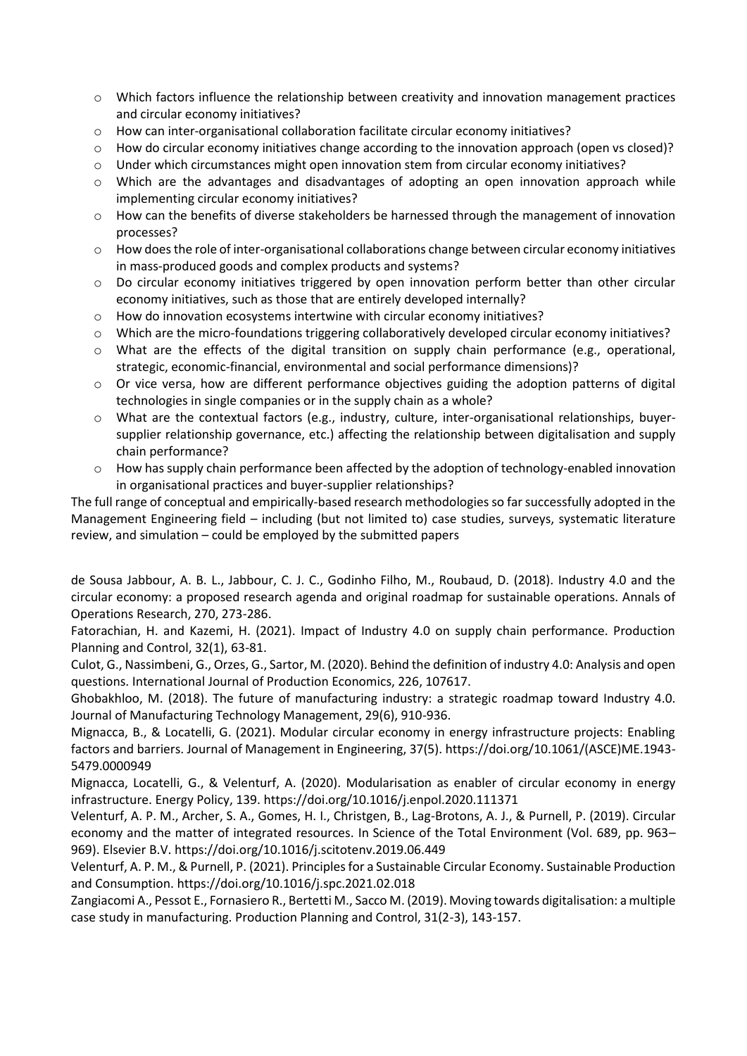- Which factors influence the relationship between creativity and innovation management practices and circular economy initiatives?
- How can inter-organisational collaboration facilitate circular economy initiatives?
- How do circular economy initiatives change according to the innovation approach (open vs closed)?
- Under which circumstances might open innovation stem from circular economy initiatives?
- Which are the advantages and disadvantages of adopting an open innovation approach while implementing circular economy initiatives?
- How can the benefits of diverse stakeholders be harnessed through the management of innovation processes?
- How does the role of inter-organisational collaborations change between circular economy initiatives in mass-produced goods and complex products and systems?
- Do circular economy initiatives triggered by open innovation perform better than other circular economy initiatives, such as those that are entirely developed internally?
- How do innovation ecosystems intertwine with circular economy initiatives?
- Which are the micro-foundations triggering collaboratively developed circular economy initiatives?
- What are the effects of the digital transition on supply chain performance (e.g., operational, strategic, economic-financial, environmental and social performance dimensions)?
- Or vice versa, how are different performance objectives guiding the adoption patterns of digital technologies in single companies or in the supply chain as a whole?
- What are the contextual factors (e.g., industry, culture, inter-organisational relationships, buyer-supplier relationship governance, etc.) affecting the relationship between digitalisation and supply chain performance?
- How has supply chain performance been affected by the adoption of technology-enabled innovation in organisational practices and buyer-supplier relationships?

The full range of conceptual and empirically-based research methodologies so far successfully adopted in the Management Engineering field – including (but not limited to) case studies, surveys, systematic literature review, and simulation – could be employed by the submitted papers

de Sousa Jabbour, A. B. L., Jabbour, C. J. C., Godinho Filho, M., Roubaud, D. (2018). Industry 4.0 and the circular economy: a proposed research agenda and original roadmap for sustainable operations. Annals of Operations Research, 270, 273-286.

Fatorachian, H. and Kazemi, H. (2021). Impact of Industry 4.0 on supply chain performance. Production Planning and Control, 32(1), 63-81.

Culot, G., Nassimbeni, G., Orzes, G., Sartor, M. (2020). Behind the definition of industry 4.0: Analysis and open questions. International Journal of Production Economics, 226, 107617.

Ghobakhloo, M. (2018). The future of manufacturing industry: a strategic roadmap toward Industry 4.0. Journal of Manufacturing Technology Management, 29(6), 910-936.

Mignacca, B., & Locatelli, G. (2021). Modular circular economy in energy infrastructure projects: Enabling factors and barriers. Journal of Management in Engineering, 37(5). https://doi.org/10.1061/(ASCE)ME.1943-5479.0000949

Mignacca, Locatelli, G., & Velenturf, A. (2020). Modularisation as enabler of circular economy in energy infrastructure. Energy Policy, 139. https://doi.org/10.1016/j.enpol.2020.111371

Velenturf, A. P. M., Archer, S. A., Gomes, H. I., Christgen, B., Lag-Brotons, A. J., & Purnell, P. (2019). Circular economy and the matter of integrated resources. In Science of the Total Environment (Vol. 689, pp. 963–969). Elsevier B.V. https://doi.org/10.1016/j.scitotenv.2019.06.449

Velenturf, A. P. M., & Purnell, P. (2021). Principles for a Sustainable Circular Economy. Sustainable Production and Consumption. https://doi.org/10.1016/j.spc.2021.02.018

Zangiacomi A., Pessot E., Fornasiero R., Bertetti M., Sacco M. (2019). Moving towards digitalisation: a multiple case study in manufacturing. Production Planning and Control, 31(2-3), 143-157.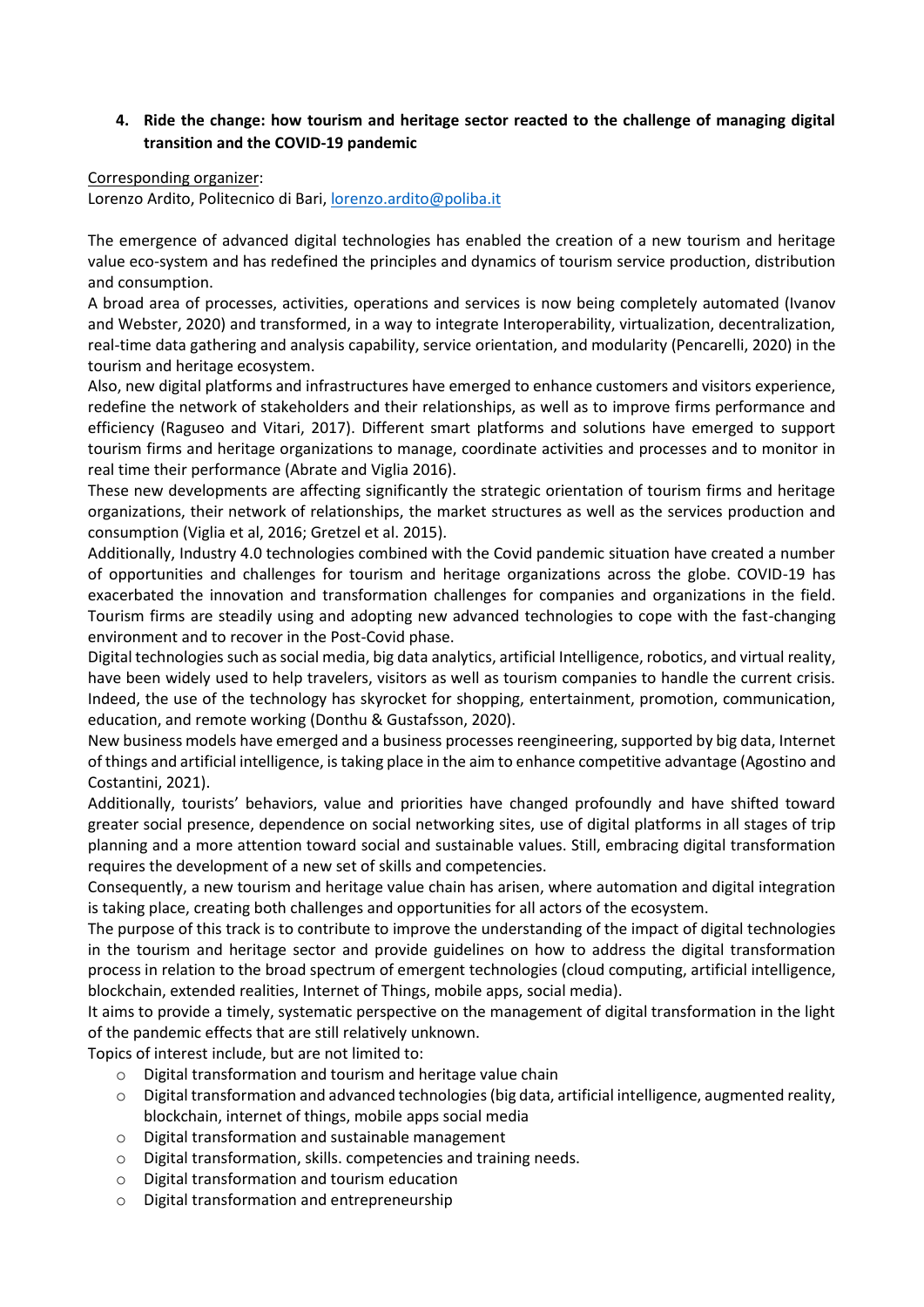4. **Ride the change: how tourism and heritage sector reacted to the challenge of managing digital transition and the COVID-19 pandemic**

Corresponding organizer:
Lorenzo Ardito, Politecnico di Bari, lorenzo.ardito@poliba.it

The emergence of advanced digital technologies has enabled the creation of a new tourism and heritage value eco-system and has redefined the principles and dynamics of tourism service production, distribution and consumption.

A broad area of processes, activities, operations and services is now being completely automated (Ivanov and Webster, 2020) and transformed, in a way to integrate Interoperability, virtualization, decentralization, real-time data gathering and analysis capability, service orientation, and modularity (Pencarelli, 2020) in the tourism and heritage ecosystem.

Also, new digital platforms and infrastructures have emerged to enhance customers and visitors experience, redefine the network of stakeholders and their relationships, as well as to improve firms performance and efficiency (Raguseo and Vitari, 2017). Different smart platforms and solutions have emerged to support tourism firms and heritage organizations to manage, coordinate activities and processes and to monitor in real time their performance (Abrate and Viglia 2016).

These new developments are affecting significantly the strategic orientation of tourism firms and heritage organizations, their network of relationships, the market structures as well as the services production and consumption (Viglia et al, 2016; Gretzel et al. 2015).

Additionally, Industry 4.0 technologies combined with the Covid pandemic situation have created a number of opportunities and challenges for tourism and heritage organizations across the globe. COVID-19 has exacerbated the innovation and transformation challenges for companies and organizations in the field. Tourism firms are steadily using and adopting new advanced technologies to cope with the fast-changing environment and to recover in the Post-Covid phase.

Digital technologies such as social media, big data analytics, artificial Intelligence, robotics, and virtual reality, have been widely used to help travelers, visitors as well as tourism companies to handle the current crisis. Indeed, the use of the technology has skyrocket for shopping, entertainment, promotion, communication, education, and remote working (Donthu & Gustafsson, 2020).

New business models have emerged and a business processes reengineering, supported by big data, Internet of things and artificial intelligence, is taking place in the aim to enhance competitive advantage (Agostino and Costantini, 2021).

Additionally, tourists' behaviors, value and priorities have changed profoundly and have shifted toward greater social presence, dependence on social networking sites, use of digital platforms in all stages of trip planning and a more attention toward social and sustainable values. Still, embracing digital transformation requires the development of a new set of skills and competencies.

Consequently, a new tourism and heritage value chain has arisen, where automation and digital integration is taking place, creating both challenges and opportunities for all actors of the ecosystem.

The purpose of this track is to contribute to improve the understanding of the impact of digital technologies in the tourism and heritage sector and provide guidelines on how to address the digital transformation process in relation to the broad spectrum of emergent technologies (cloud computing, artificial intelligence, blockchain, extended realities, Internet of Things, mobile apps, social media).

It aims to provide a timely, systematic perspective on the management of digital transformation in the light of the pandemic effects that are still relatively unknown.

Topics of interest include, but are not limited to:

- Digital transformation and tourism and heritage value chain
- Digital transformation and advanced technologies (big data, artificial intelligence, augmented reality, blockchain, internet of things, mobile apps social media
- Digital transformation and sustainable management
- Digital transformation, skills. competencies and training needs.
- Digital transformation and tourism education
- Digital transformation and entrepreneurship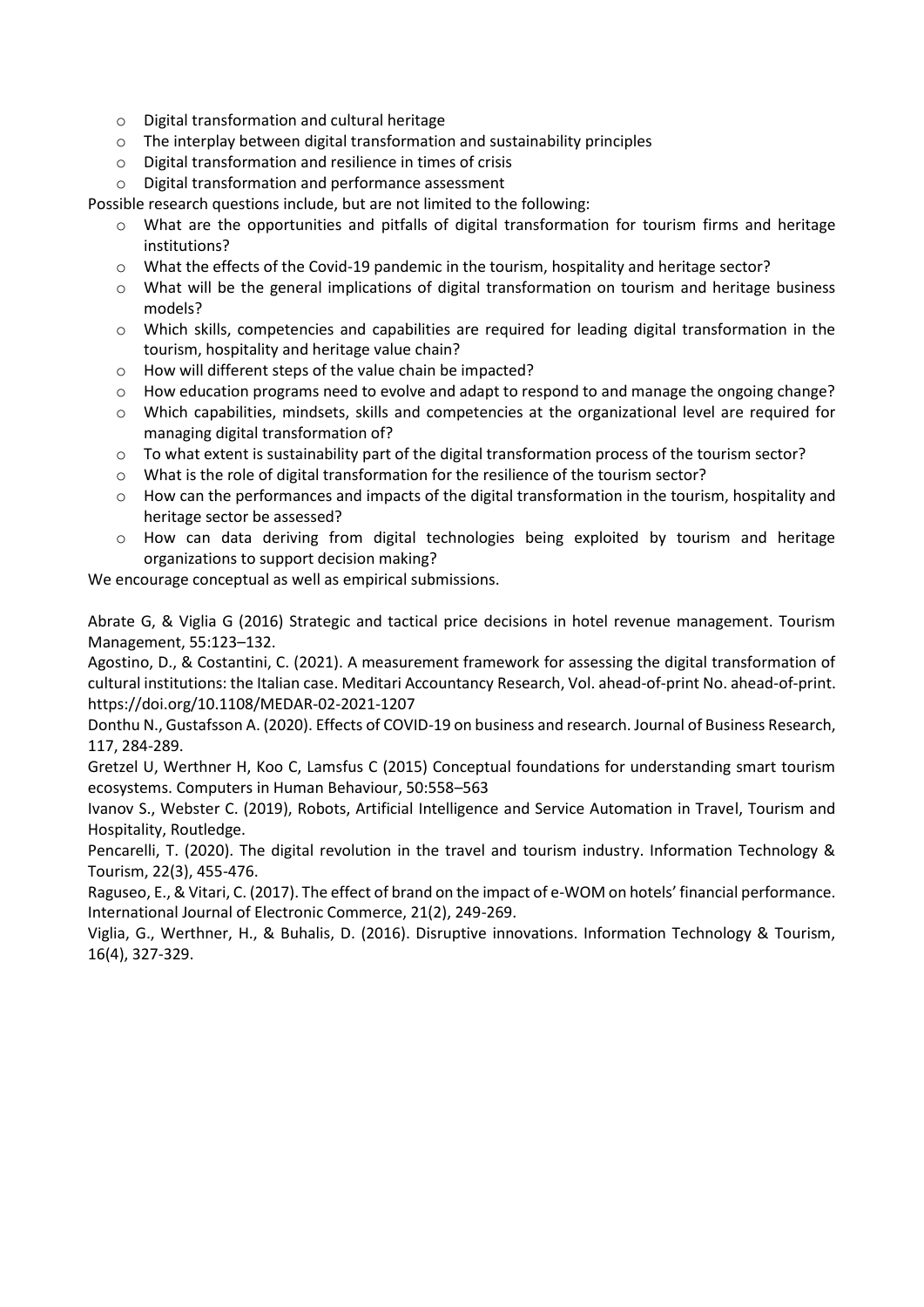- Digital transformation and cultural heritage
- The interplay between digital transformation and sustainability principles
- Digital transformation and resilience in times of crisis
- Digital transformation and performance assessment

Possible research questions include, but are not limited to the following:

- What are the opportunities and pitfalls of digital transformation for tourism firms and heritage institutions?
- What the effects of the Covid-19 pandemic in the tourism, hospitality and heritage sector?
- What will be the general implications of digital transformation on tourism and heritage business models?
- Which skills, competencies and capabilities are required for leading digital transformation in the tourism, hospitality and heritage value chain?
- How will different steps of the value chain be impacted?
- How education programs need to evolve and adapt to respond to and manage the ongoing change?
- Which capabilities, mindsets, skills and competencies at the organizational level are required for managing digital transformation of?
- To what extent is sustainability part of the digital transformation process of the tourism sector?
- What is the role of digital transformation for the resilience of the tourism sector?
- How can the performances and impacts of the digital transformation in the tourism, hospitality and heritage sector be assessed?
- How can data deriving from digital technologies being exploited by tourism and heritage organizations to support decision making?

We encourage conceptual as well as empirical submissions.

Abrate G, & Viglia G (2016) Strategic and tactical price decisions in hotel revenue management. Tourism Management, 55:123–132.

Agostino, D., & Costantini, C. (2021). A measurement framework for assessing the digital transformation of cultural institutions: the Italian case. Meditari Accountancy Research, Vol. ahead-of-print No. ahead-of-print. https://doi.org/10.1108/MEDAR-02-2021-1207

Donthu N., Gustafsson A. (2020). Effects of COVID-19 on business and research. Journal of Business Research, 117, 284-289.

Gretzel U, Werthner H, Koo C, Lamsfus C (2015) Conceptual foundations for understanding smart tourism ecosystems. Computers in Human Behaviour, 50:558–563

Ivanov S., Webster C. (2019), Robots, Artificial Intelligence and Service Automation in Travel, Tourism and Hospitality, Routledge.

Pencarelli, T. (2020). The digital revolution in the travel and tourism industry. Information Technology & Tourism, 22(3), 455-476.

Raguseo, E., & Vitari, C. (2017). The effect of brand on the impact of e-WOM on hotels' financial performance. International Journal of Electronic Commerce, 21(2), 249-269.

Viglia, G., Werthner, H., & Buhalis, D. (2016). Disruptive innovations. Information Technology & Tourism, 16(4), 327-329.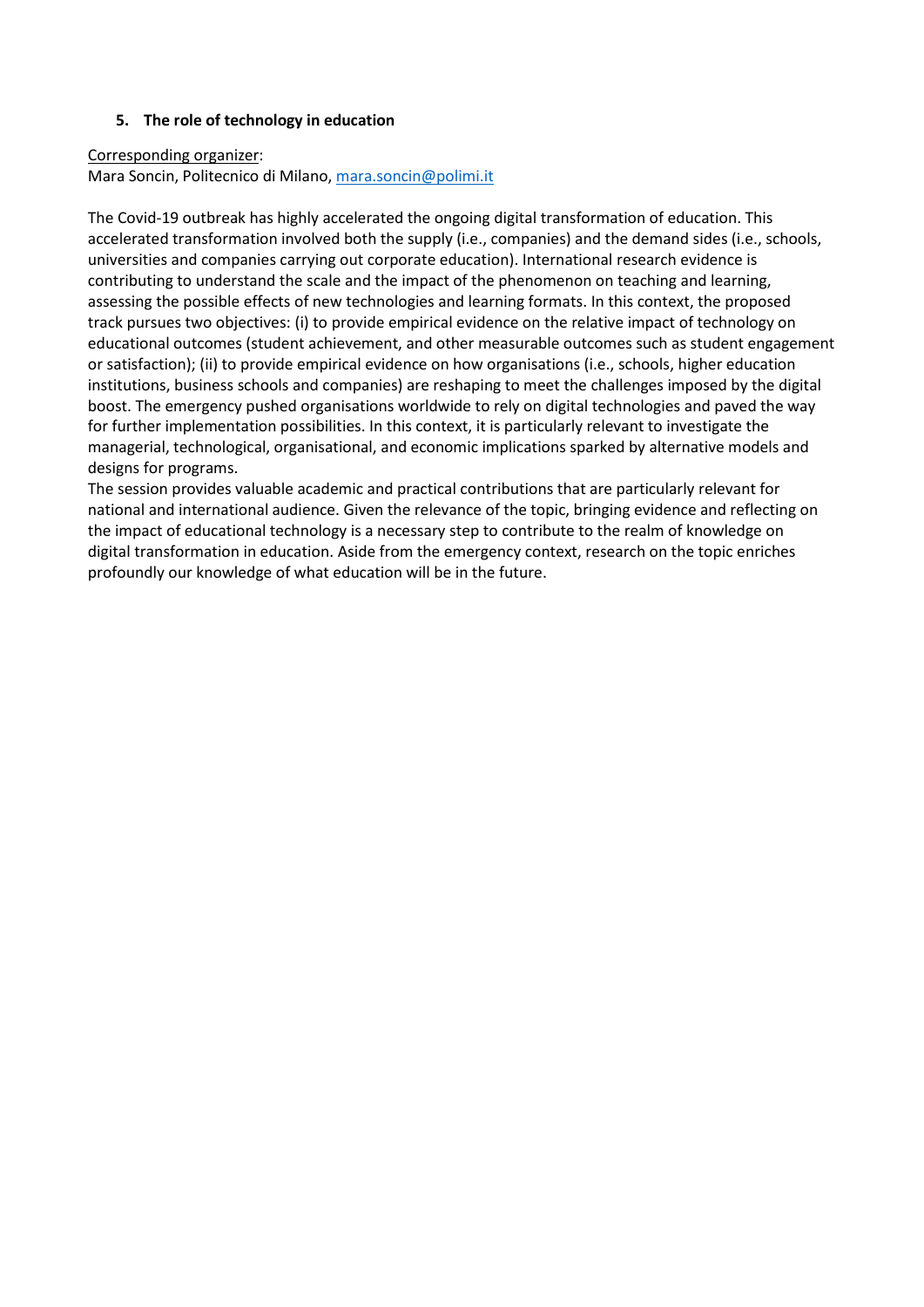## 5. The role of technology in education

Corresponding organizer:
Mara Soncin, Politecnico di Milano, mara.soncin@polimi.it

The Covid-19 outbreak has highly accelerated the ongoing digital transformation of education. This accelerated transformation involved both the supply (i.e., companies) and the demand sides (i.e., schools, universities and companies carrying out corporate education). International research evidence is contributing to understand the scale and the impact of the phenomenon on teaching and learning, assessing the possible effects of new technologies and learning formats. In this context, the proposed track pursues two objectives: (i) to provide empirical evidence on the relative impact of technology on educational outcomes (student achievement, and other measurable outcomes such as student engagement or satisfaction); (ii) to provide empirical evidence on how organisations (i.e., schools, higher education institutions, business schools and companies) are reshaping to meet the challenges imposed by the digital boost. The emergency pushed organisations worldwide to rely on digital technologies and paved the way for further implementation possibilities. In this context, it is particularly relevant to investigate the managerial, technological, organisational, and economic implications sparked by alternative models and designs for programs.
The session provides valuable academic and practical contributions that are particularly relevant for national and international audience. Given the relevance of the topic, bringing evidence and reflecting on the impact of educational technology is a necessary step to contribute to the realm of knowledge on digital transformation in education. Aside from the emergency context, research on the topic enriches profoundly our knowledge of what education will be in the future.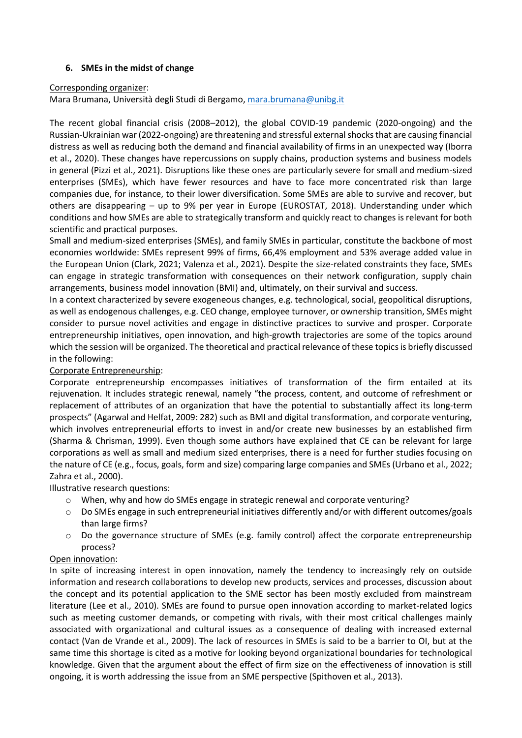### 6. SMEs in the midst of change

Corresponding organizer:
Mara Brumana, Università degli Studi di Bergamo, mara.brumana@unibg.it

The recent global financial crisis (2008–2012), the global COVID-19 pandemic (2020-ongoing) and the Russian-Ukrainian war (2022-ongoing) are threatening and stressful external shocks that are causing financial distress as well as reducing both the demand and financial availability of firms in an unexpected way (Iborra et al., 2020). These changes have repercussions on supply chains, production systems and business models in general (Pizzi et al., 2021). Disruptions like these ones are particularly severe for small and medium-sized enterprises (SMEs), which have fewer resources and have to face more concentrated risk than large companies due, for instance, to their lower diversification. Some SMEs are able to survive and recover, but others are disappearing – up to 9% per year in Europe (EUROSTAT, 2018). Understanding under which conditions and how SMEs are able to strategically transform and quickly react to changes is relevant for both scientific and practical purposes.
Small and medium-sized enterprises (SMEs), and family SMEs in particular, constitute the backbone of most economies worldwide: SMEs represent 99% of firms, 66,4% employment and 53% average added value in the European Union (Clark, 2021; Valenza et al., 2021). Despite the size-related constraints they face, SMEs can engage in strategic transformation with consequences on their network configuration, supply chain arrangements, business model innovation (BMI) and, ultimately, on their survival and success.
In a context characterized by severe exogeneous changes, e.g. technological, social, geopolitical disruptions, as well as endogenous challenges, e.g. CEO change, employee turnover, or ownership transition, SMEs might consider to pursue novel activities and engage in distinctive practices to survive and prosper. Corporate entrepreneurship initiatives, open innovation, and high-growth trajectories are some of the topics around which the session will be organized. The theoretical and practical relevance of these topics is briefly discussed in the following:

Corporate Entrepreneurship:
Corporate entrepreneurship encompasses initiatives of transformation of the firm entailed at its rejuvenation. It includes strategic renewal, namely "the process, content, and outcome of refreshment or replacement of attributes of an organization that have the potential to substantially affect its long-term prospects" (Agarwal and Helfat, 2009: 282) such as BMI and digital transformation, and corporate venturing, which involves entrepreneurial efforts to invest in and/or create new businesses by an established firm (Sharma & Chrisman, 1999). Even though some authors have explained that CE can be relevant for large corporations as well as small and medium sized enterprises, there is a need for further studies focusing on the nature of CE (e.g., focus, goals, form and size) comparing large companies and SMEs (Urbano et al., 2022; Zahra et al., 2000).
Illustrative research questions:

- When, why and how do SMEs engage in strategic renewal and corporate venturing?
- Do SMEs engage in such entrepreneurial initiatives differently and/or with different outcomes/goals than large firms?
- Do the governance structure of SMEs (e.g. family control) affect the corporate entrepreneurship process?

Open innovation:
In spite of increasing interest in open innovation, namely the tendency to increasingly rely on outside information and research collaborations to develop new products, services and processes, discussion about the concept and its potential application to the SME sector has been mostly excluded from mainstream literature (Lee et al., 2010). SMEs are found to pursue open innovation according to market-related logics such as meeting customer demands, or competing with rivals, with their most critical challenges mainly associated with organizational and cultural issues as a consequence of dealing with increased external contact (Van de Vrande et al., 2009). The lack of resources in SMEs is said to be a barrier to OI, but at the same time this shortage is cited as a motive for looking beyond organizational boundaries for technological knowledge. Given that the argument about the effect of firm size on the effectiveness of innovation is still ongoing, it is worth addressing the issue from an SME perspective (Spithoven et al., 2013).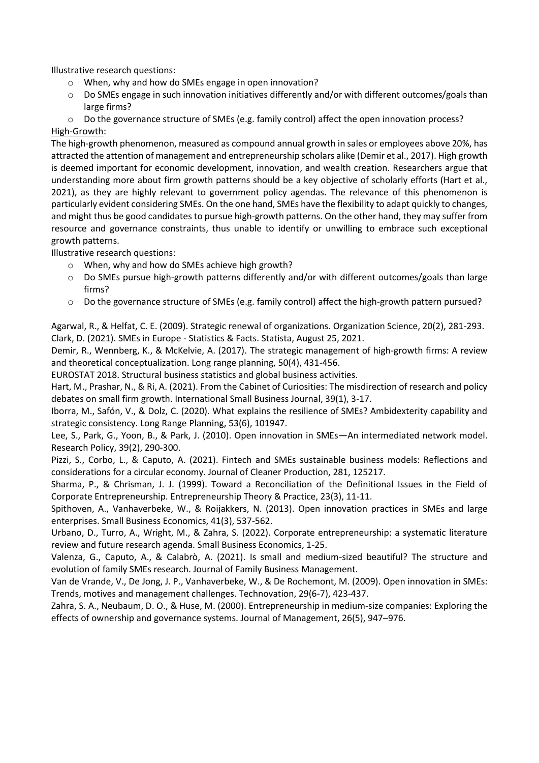Illustrative research questions:

- When, why and how do SMEs engage in open innovation?
- Do SMEs engage in such innovation initiatives differently and/or with different outcomes/goals than large firms?
- Do the governance structure of SMEs (e.g. family control) affect the open innovation process?

High-Growth:

The high-growth phenomenon, measured as compound annual growth in sales or employees above 20%, has attracted the attention of management and entrepreneurship scholars alike (Demir et al., 2017). High growth is deemed important for economic development, innovation, and wealth creation. Researchers argue that understanding more about firm growth patterns should be a key objective of scholarly efforts (Hart et al., 2021), as they are highly relevant to government policy agendas. The relevance of this phenomenon is particularly evident considering SMEs. On the one hand, SMEs have the flexibility to adapt quickly to changes, and might thus be good candidates to pursue high-growth patterns. On the other hand, they may suffer from resource and governance constraints, thus unable to identify or unwilling to embrace such exceptional growth patterns.

Illustrative research questions:

- When, why and how do SMEs achieve high growth?
- Do SMEs pursue high-growth patterns differently and/or with different outcomes/goals than large firms?
- Do the governance structure of SMEs (e.g. family control) affect the high-growth pattern pursued?

Agarwal, R., & Helfat, C. E. (2009). Strategic renewal of organizations. Organization Science, 20(2), 281-293.

Clark, D. (2021). SMEs in Europe - Statistics & Facts. Statista, August 25, 2021.

Demir, R., Wennberg, K., & McKelvie, A. (2017). The strategic management of high-growth firms: A review and theoretical conceptualization. Long range planning, 50(4), 431-456.

EUROSTAT 2018. Structural business statistics and global business activities.

Hart, M., Prashar, N., & Ri, A. (2021). From the Cabinet of Curiosities: The misdirection of research and policy debates on small firm growth. International Small Business Journal, 39(1), 3-17.

Iborra, M., Safón, V., & Dolz, C. (2020). What explains the resilience of SMEs? Ambidexterity capability and strategic consistency. Long Range Planning, 53(6), 101947.

Lee, S., Park, G., Yoon, B., & Park, J. (2010). Open innovation in SMEs—An intermediated network model. Research Policy, 39(2), 290-300.

Pizzi, S., Corbo, L., & Caputo, A. (2021). Fintech and SMEs sustainable business models: Reflections and considerations for a circular economy. Journal of Cleaner Production, 281, 125217.

Sharma, P., & Chrisman, J. J. (1999). Toward a Reconciliation of the Definitional Issues in the Field of Corporate Entrepreneurship. Entrepreneurship Theory & Practice, 23(3), 11-11.

Spithoven, A., Vanhaverbeke, W., & Roijakkers, N. (2013). Open innovation practices in SMEs and large enterprises. Small Business Economics, 41(3), 537-562.

Urbano, D., Turro, A., Wright, M., & Zahra, S. (2022). Corporate entrepreneurship: a systematic literature review and future research agenda. Small Business Economics, 1-25.

Valenza, G., Caputo, A., & Calabrò, A. (2021). Is small and medium-sized beautiful? The structure and evolution of family SMEs research. Journal of Family Business Management.

Van de Vrande, V., De Jong, J. P., Vanhaverbeke, W., & De Rochemont, M. (2009). Open innovation in SMEs: Trends, motives and management challenges. Technovation, 29(6-7), 423-437.

Zahra, S. A., Neubaum, D. O., & Huse, M. (2000). Entrepreneurship in medium-size companies: Exploring the effects of ownership and governance systems. Journal of Management, 26(5), 947–976.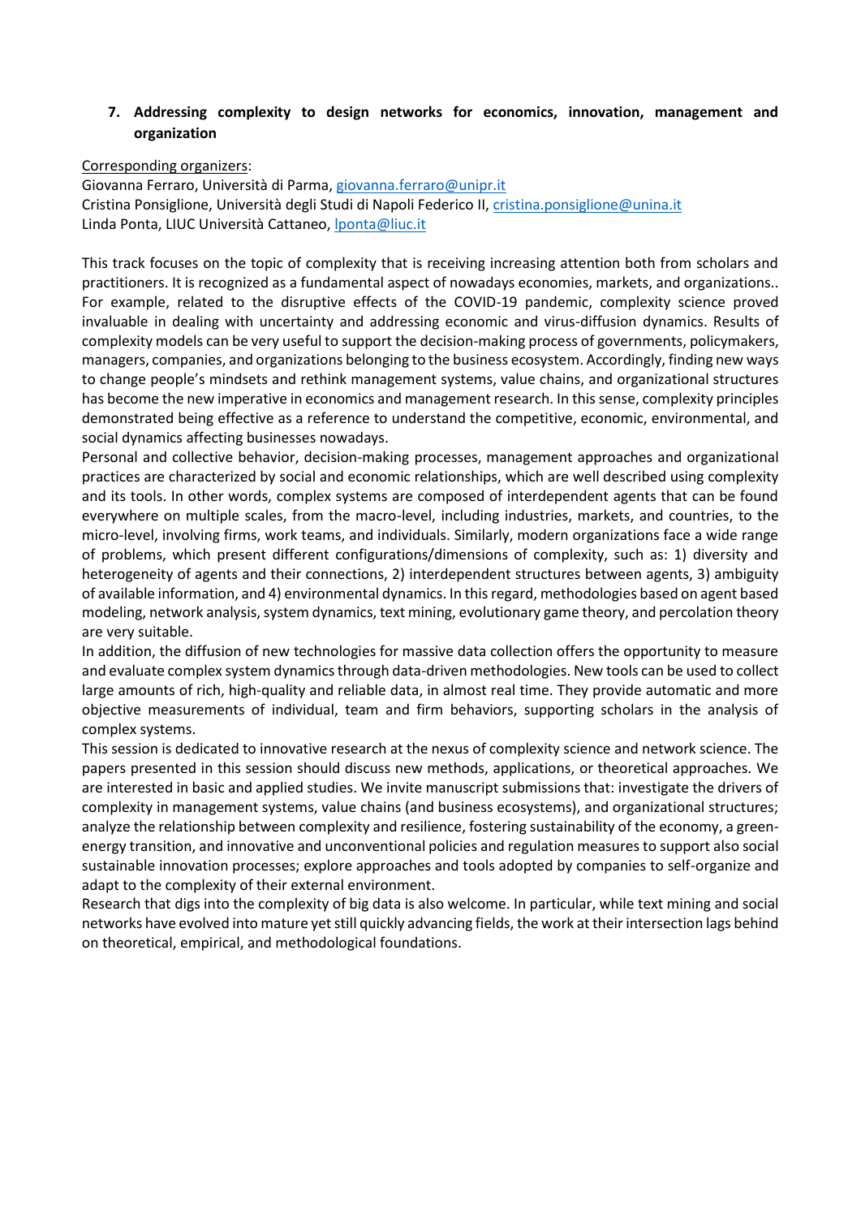## 7. Addressing complexity to design networks for economics, innovation, management and organization

Corresponding organizers:
Giovanna Ferraro, Università di Parma, giovanna.ferraro@unipr.it
Cristina Ponsiglione, Università degli Studi di Napoli Federico II, cristina.ponsiglione@unina.it
Linda Ponta, LIUC Università Cattaneo, lponta@liuc.it

This track focuses on the topic of complexity that is receiving increasing attention both from scholars and practitioners. It is recognized as a fundamental aspect of nowadays economies, markets, and organizations.. For example, related to the disruptive effects of the COVID-19 pandemic, complexity science proved invaluable in dealing with uncertainty and addressing economic and virus-diffusion dynamics. Results of complexity models can be very useful to support the decision-making process of governments, policymakers, managers, companies, and organizations belonging to the business ecosystem. Accordingly, finding new ways to change people's mindsets and rethink management systems, value chains, and organizational structures has become the new imperative in economics and management research. In this sense, complexity principles demonstrated being effective as a reference to understand the competitive, economic, environmental, and social dynamics affecting businesses nowadays.

Personal and collective behavior, decision-making processes, management approaches and organizational practices are characterized by social and economic relationships, which are well described using complexity and its tools. In other words, complex systems are composed of interdependent agents that can be found everywhere on multiple scales, from the macro-level, including industries, markets, and countries, to the micro-level, involving firms, work teams, and individuals. Similarly, modern organizations face a wide range of problems, which present different configurations/dimensions of complexity, such as: 1) diversity and heterogeneity of agents and their connections, 2) interdependent structures between agents, 3) ambiguity of available information, and 4) environmental dynamics. In this regard, methodologies based on agent based modeling, network analysis, system dynamics, text mining, evolutionary game theory, and percolation theory are very suitable.

In addition, the diffusion of new technologies for massive data collection offers the opportunity to measure and evaluate complex system dynamics through data-driven methodologies. New tools can be used to collect large amounts of rich, high-quality and reliable data, in almost real time. They provide automatic and more objective measurements of individual, team and firm behaviors, supporting scholars in the analysis of complex systems.

This session is dedicated to innovative research at the nexus of complexity science and network science. The papers presented in this session should discuss new methods, applications, or theoretical approaches. We are interested in basic and applied studies. We invite manuscript submissions that: investigate the drivers of complexity in management systems, value chains (and business ecosystems), and organizational structures; analyze the relationship between complexity and resilience, fostering sustainability of the economy, a green-energy transition, and innovative and unconventional policies and regulation measures to support also social sustainable innovation processes; explore approaches and tools adopted by companies to self-organize and adapt to the complexity of their external environment.

Research that digs into the complexity of big data is also welcome. In particular, while text mining and social networks have evolved into mature yet still quickly advancing fields, the work at their intersection lags behind on theoretical, empirical, and methodological foundations.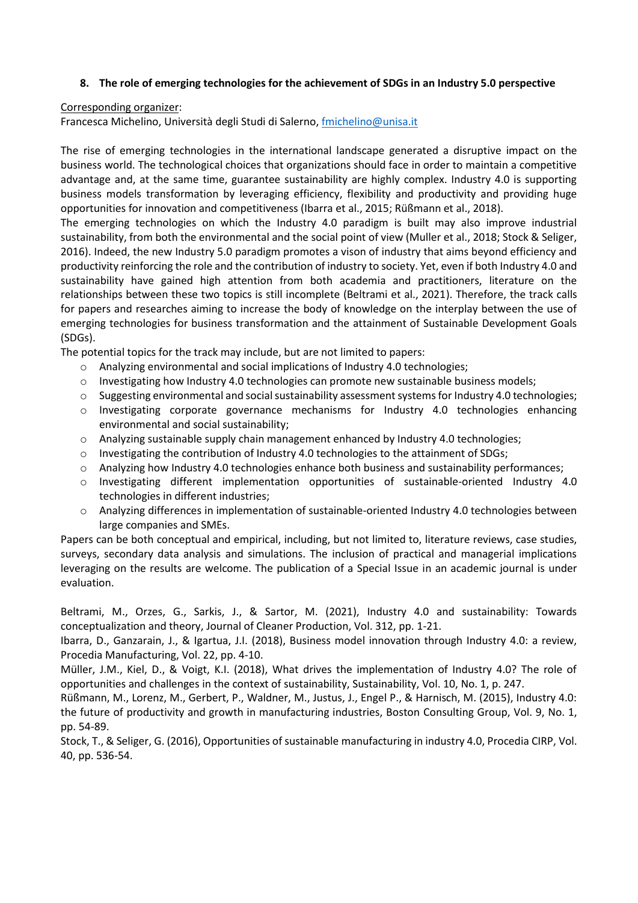## 8. The role of emerging technologies for the achievement of SDGs in an Industry 5.0 perspective

Corresponding organizer:
Francesca Michelino, Università degli Studi di Salerno, fmichelino@unisa.it

The rise of emerging technologies in the international landscape generated a disruptive impact on the business world. The technological choices that organizations should face in order to maintain a competitive advantage and, at the same time, guarantee sustainability are highly complex. Industry 4.0 is supporting business models transformation by leveraging efficiency, flexibility and productivity and providing huge opportunities for innovation and competitiveness (Ibarra et al., 2015; Rüßmann et al., 2018).
The emerging technologies on which the Industry 4.0 paradigm is built may also improve industrial sustainability, from both the environmental and the social point of view (Muller et al., 2018; Stock & Seliger, 2016). Indeed, the new Industry 5.0 paradigm promotes a vison of industry that aims beyond efficiency and productivity reinforcing the role and the contribution of industry to society. Yet, even if both Industry 4.0 and sustainability have gained high attention from both academia and practitioners, literature on the relationships between these two topics is still incomplete (Beltrami et al., 2021). Therefore, the track calls for papers and researches aiming to increase the body of knowledge on the interplay between the use of emerging technologies for business transformation and the attainment of Sustainable Development Goals (SDGs).
The potential topics for the track may include, but are not limited to papers:

- Analyzing environmental and social implications of Industry 4.0 technologies;
- Investigating how Industry 4.0 technologies can promote new sustainable business models;
- Suggesting environmental and social sustainability assessment systems for Industry 4.0 technologies;
- Investigating corporate governance mechanisms for Industry 4.0 technologies enhancing environmental and social sustainability;
- Analyzing sustainable supply chain management enhanced by Industry 4.0 technologies;
- Investigating the contribution of Industry 4.0 technologies to the attainment of SDGs;
- Analyzing how Industry 4.0 technologies enhance both business and sustainability performances;
- Investigating different implementation opportunities of sustainable-oriented Industry 4.0 technologies in different industries;
- Analyzing differences in implementation of sustainable-oriented Industry 4.0 technologies between large companies and SMEs.

Papers can be both conceptual and empirical, including, but not limited to, literature reviews, case studies, surveys, secondary data analysis and simulations. The inclusion of practical and managerial implications leveraging on the results are welcome. The publication of a Special Issue in an academic journal is under evaluation.

Beltrami, M., Orzes, G., Sarkis, J., & Sartor, M. (2021), Industry 4.0 and sustainability: Towards conceptualization and theory, Journal of Cleaner Production, Vol. 312, pp. 1-21.
Ibarra, D., Ganzarain, J., & Igartua, J.I. (2018), Business model innovation through Industry 4.0: a review, Procedia Manufacturing, Vol. 22, pp. 4-10.
Müller, J.M., Kiel, D., & Voigt, K.I. (2018), What drives the implementation of Industry 4.0? The role of opportunities and challenges in the context of sustainability, Sustainability, Vol. 10, No. 1, p. 247.
Rüßmann, M., Lorenz, M., Gerbert, P., Waldner, M., Justus, J., Engel P., & Harnisch, M. (2015), Industry 4.0: the future of productivity and growth in manufacturing industries, Boston Consulting Group, Vol. 9, No. 1, pp. 54-89.
Stock, T., & Seliger, G. (2016), Opportunities of sustainable manufacturing in industry 4.0, Procedia CIRP, Vol. 40, pp. 536-54.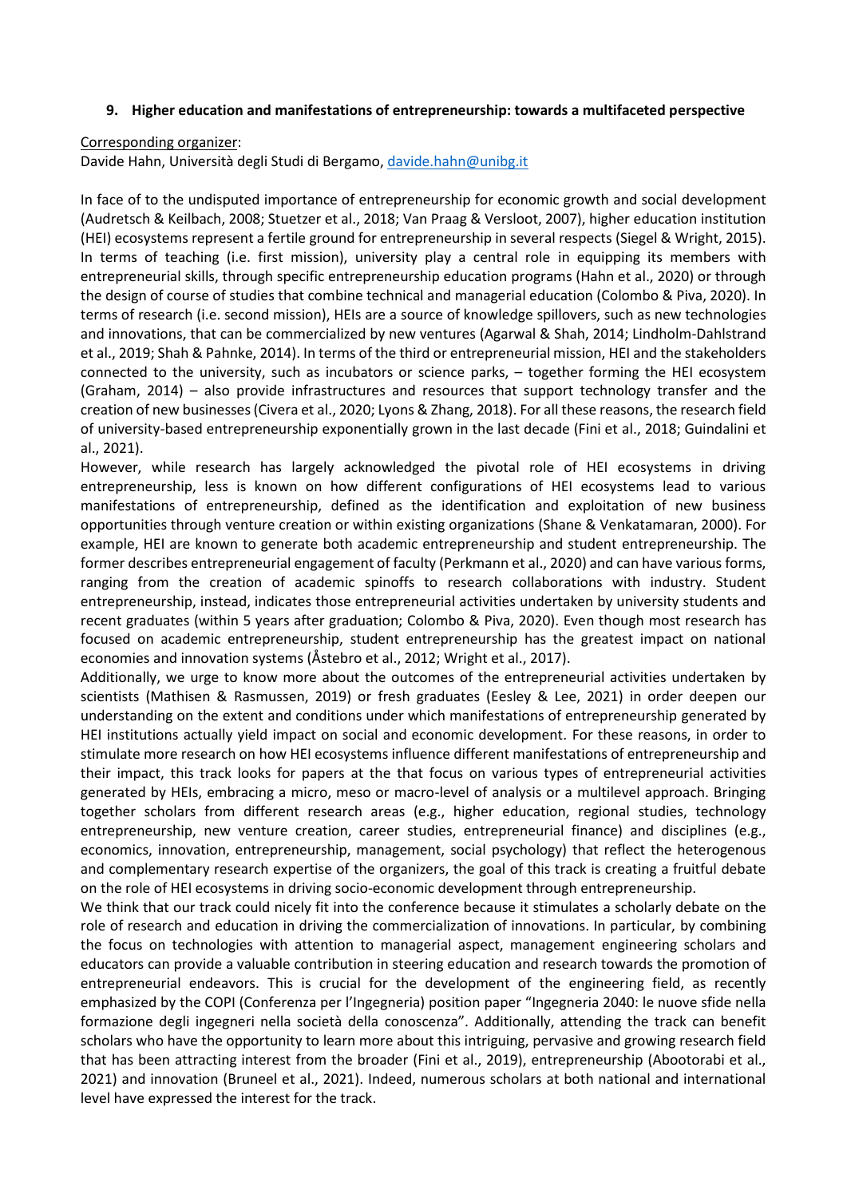## 9. Higher education and manifestations of entrepreneurship: towards a multifaceted perspective

Corresponding organizer:
Davide Hahn, Università degli Studi di Bergamo, davide.hahn@unibg.it

In face of to the undisputed importance of entrepreneurship for economic growth and social development (Audretsch & Keilbach, 2008; Stuetzer et al., 2018; Van Praag & Versloot, 2007), higher education institution (HEI) ecosystems represent a fertile ground for entrepreneurship in several respects (Siegel & Wright, 2015). In terms of teaching (i.e. first mission), university play a central role in equipping its members with entrepreneurial skills, through specific entrepreneurship education programs (Hahn et al., 2020) or through the design of course of studies that combine technical and managerial education (Colombo & Piva, 2020). In terms of research (i.e. second mission), HEIs are a source of knowledge spillovers, such as new technologies and innovations, that can be commercialized by new ventures (Agarwal & Shah, 2014; Lindholm-Dahlstrand et al., 2019; Shah & Pahnke, 2014). In terms of the third or entrepreneurial mission, HEI and the stakeholders connected to the university, such as incubators or science parks, – together forming the HEI ecosystem (Graham, 2014) – also provide infrastructures and resources that support technology transfer and the creation of new businesses (Civera et al., 2020; Lyons & Zhang, 2018). For all these reasons, the research field of university-based entrepreneurship exponentially grown in the last decade (Fini et al., 2018; Guindalini et al., 2021).

However, while research has largely acknowledged the pivotal role of HEI ecosystems in driving entrepreneurship, less is known on how different configurations of HEI ecosystems lead to various manifestations of entrepreneurship, defined as the identification and exploitation of new business opportunities through venture creation or within existing organizations (Shane & Venkatamaran, 2000). For example, HEI are known to generate both academic entrepreneurship and student entrepreneurship. The former describes entrepreneurial engagement of faculty (Perkmann et al., 2020) and can have various forms, ranging from the creation of academic spinoffs to research collaborations with industry. Student entrepreneurship, instead, indicates those entrepreneurial activities undertaken by university students and recent graduates (within 5 years after graduation; Colombo & Piva, 2020). Even though most research has focused on academic entrepreneurship, student entrepreneurship has the greatest impact on national economies and innovation systems (Åstebro et al., 2012; Wright et al., 2017).

Additionally, we urge to know more about the outcomes of the entrepreneurial activities undertaken by scientists (Mathisen & Rasmussen, 2019) or fresh graduates (Eesley & Lee, 2021) in order deepen our understanding on the extent and conditions under which manifestations of entrepreneurship generated by HEI institutions actually yield impact on social and economic development. For these reasons, in order to stimulate more research on how HEI ecosystems influence different manifestations of entrepreneurship and their impact, this track looks for papers at the that focus on various types of entrepreneurial activities generated by HEIs, embracing a micro, meso or macro-level of analysis or a multilevel approach. Bringing together scholars from different research areas (e.g., higher education, regional studies, technology entrepreneurship, new venture creation, career studies, entrepreneurial finance) and disciplines (e.g., economics, innovation, entrepreneurship, management, social psychology) that reflect the heterogenous and complementary research expertise of the organizers, the goal of this track is creating a fruitful debate on the role of HEI ecosystems in driving socio-economic development through entrepreneurship.

We think that our track could nicely fit into the conference because it stimulates a scholarly debate on the role of research and education in driving the commercialization of innovations. In particular, by combining the focus on technologies with attention to managerial aspect, management engineering scholars and educators can provide a valuable contribution in steering education and research towards the promotion of entrepreneurial endeavors. This is crucial for the development of the engineering field, as recently emphasized by the COPI (Conferenza per l'Ingegneria) position paper "Ingegneria 2040: le nuove sfide nella formazione degli ingegneri nella società della conoscenza". Additionally, attending the track can benefit scholars who have the opportunity to learn more about this intriguing, pervasive and growing research field that has been attracting interest from the broader (Fini et al., 2019), entrepreneurship (Abootorabi et al., 2021) and innovation (Bruneel et al., 2021). Indeed, numerous scholars at both national and international level have expressed the interest for the track.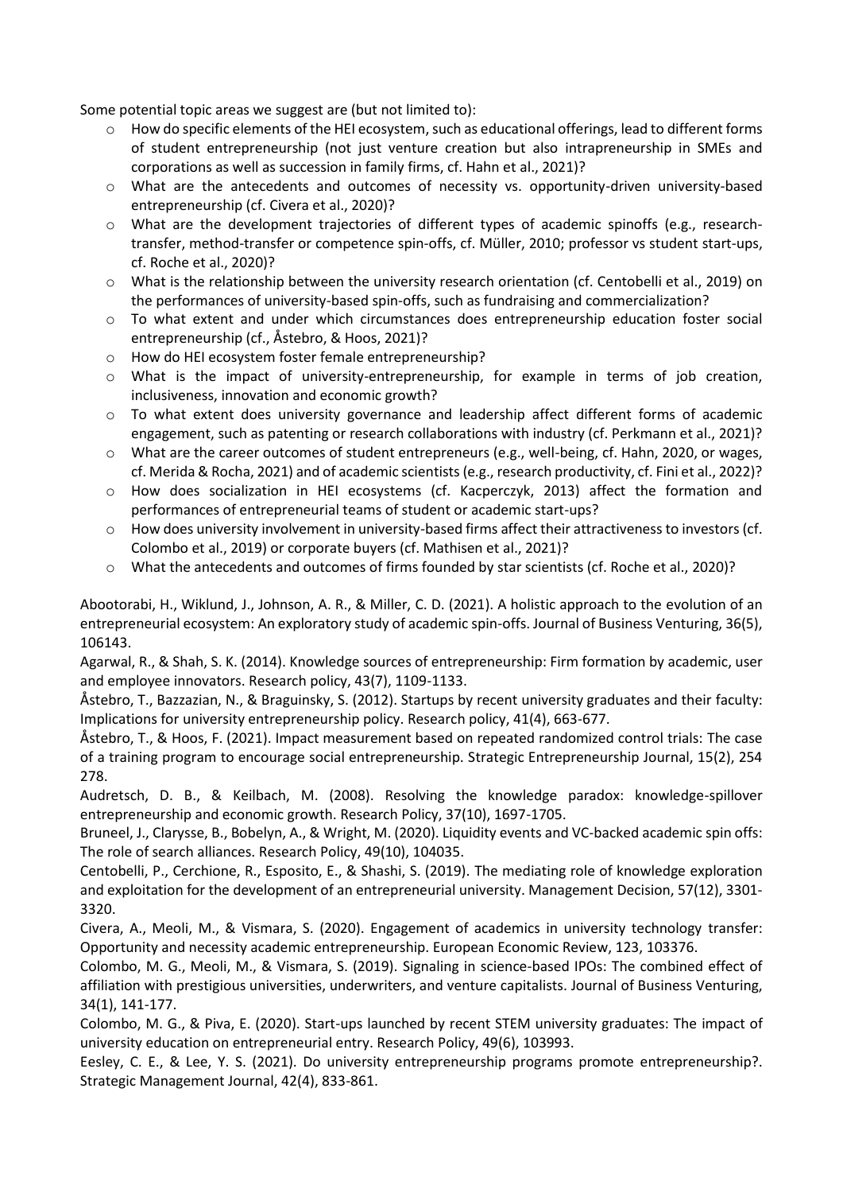Some potential topic areas we suggest are (but not limited to):

- How do specific elements of the HEI ecosystem, such as educational offerings, lead to different forms of student entrepreneurship (not just venture creation but also intrapreneurship in SMEs and corporations as well as succession in family firms, cf. Hahn et al., 2021)?
- What are the antecedents and outcomes of necessity vs. opportunity-driven university-based entrepreneurship (cf. Civera et al., 2020)?
- What are the development trajectories of different types of academic spinoffs (e.g., research-transfer, method-transfer or competence spin-offs, cf. Müller, 2010; professor vs student start-ups, cf. Roche et al., 2020)?
- What is the relationship between the university research orientation (cf. Centobelli et al., 2019) on the performances of university-based spin-offs, such as fundraising and commercialization?
- To what extent and under which circumstances does entrepreneurship education foster social entrepreneurship (cf., Åstebro, & Hoos, 2021)?
- How do HEI ecosystem foster female entrepreneurship?
- What is the impact of university-entrepreneurship, for example in terms of job creation, inclusiveness, innovation and economic growth?
- To what extent does university governance and leadership affect different forms of academic engagement, such as patenting or research collaborations with industry (cf. Perkmann et al., 2021)?
- What are the career outcomes of student entrepreneurs (e.g., well-being, cf. Hahn, 2020, or wages, cf. Merida & Rocha, 2021) and of academic scientists (e.g., research productivity, cf. Fini et al., 2022)?
- How does socialization in HEI ecosystems (cf. Kacperczyk, 2013) affect the formation and performances of entrepreneurial teams of student or academic start-ups?
- How does university involvement in university-based firms affect their attractiveness to investors (cf. Colombo et al., 2019) or corporate buyers (cf. Mathisen et al., 2021)?
- What the antecedents and outcomes of firms founded by star scientists (cf. Roche et al., 2020)?

Abootorabi, H., Wiklund, J., Johnson, A. R., & Miller, C. D. (2021). A holistic approach to the evolution of an entrepreneurial ecosystem: An exploratory study of academic spin-offs. Journal of Business Venturing, 36(5), 106143.

Agarwal, R., & Shah, S. K. (2014). Knowledge sources of entrepreneurship: Firm formation by academic, user and employee innovators. Research policy, 43(7), 1109-1133.

Åstebro, T., Bazzazian, N., & Braguinsky, S. (2012). Startups by recent university graduates and their faculty: Implications for university entrepreneurship policy. Research policy, 41(4), 663-677.

Åstebro, T., & Hoos, F. (2021). Impact measurement based on repeated randomized control trials: The case of a training program to encourage social entrepreneurship. Strategic Entrepreneurship Journal, 15(2), 254 278.

Audretsch, D. B., & Keilbach, M. (2008). Resolving the knowledge paradox: knowledge-spillover entrepreneurship and economic growth. Research Policy, 37(10), 1697-1705.

Bruneel, J., Clarysse, B., Bobelyn, A., & Wright, M. (2020). Liquidity events and VC-backed academic spin offs: The role of search alliances. Research Policy, 49(10), 104035.

Centobelli, P., Cerchione, R., Esposito, E., & Shashi, S. (2019). The mediating role of knowledge exploration and exploitation for the development of an entrepreneurial university. Management Decision, 57(12), 3301-3320.

Civera, A., Meoli, M., & Vismara, S. (2020). Engagement of academics in university technology transfer: Opportunity and necessity academic entrepreneurship. European Economic Review, 123, 103376.

Colombo, M. G., Meoli, M., & Vismara, S. (2019). Signaling in science-based IPOs: The combined effect of affiliation with prestigious universities, underwriters, and venture capitalists. Journal of Business Venturing, 34(1), 141-177.

Colombo, M. G., & Piva, E. (2020). Start-ups launched by recent STEM university graduates: The impact of university education on entrepreneurial entry. Research Policy, 49(6), 103993.

Eesley, C. E., & Lee, Y. S. (2021). Do university entrepreneurship programs promote entrepreneurship?. Strategic Management Journal, 42(4), 833-861.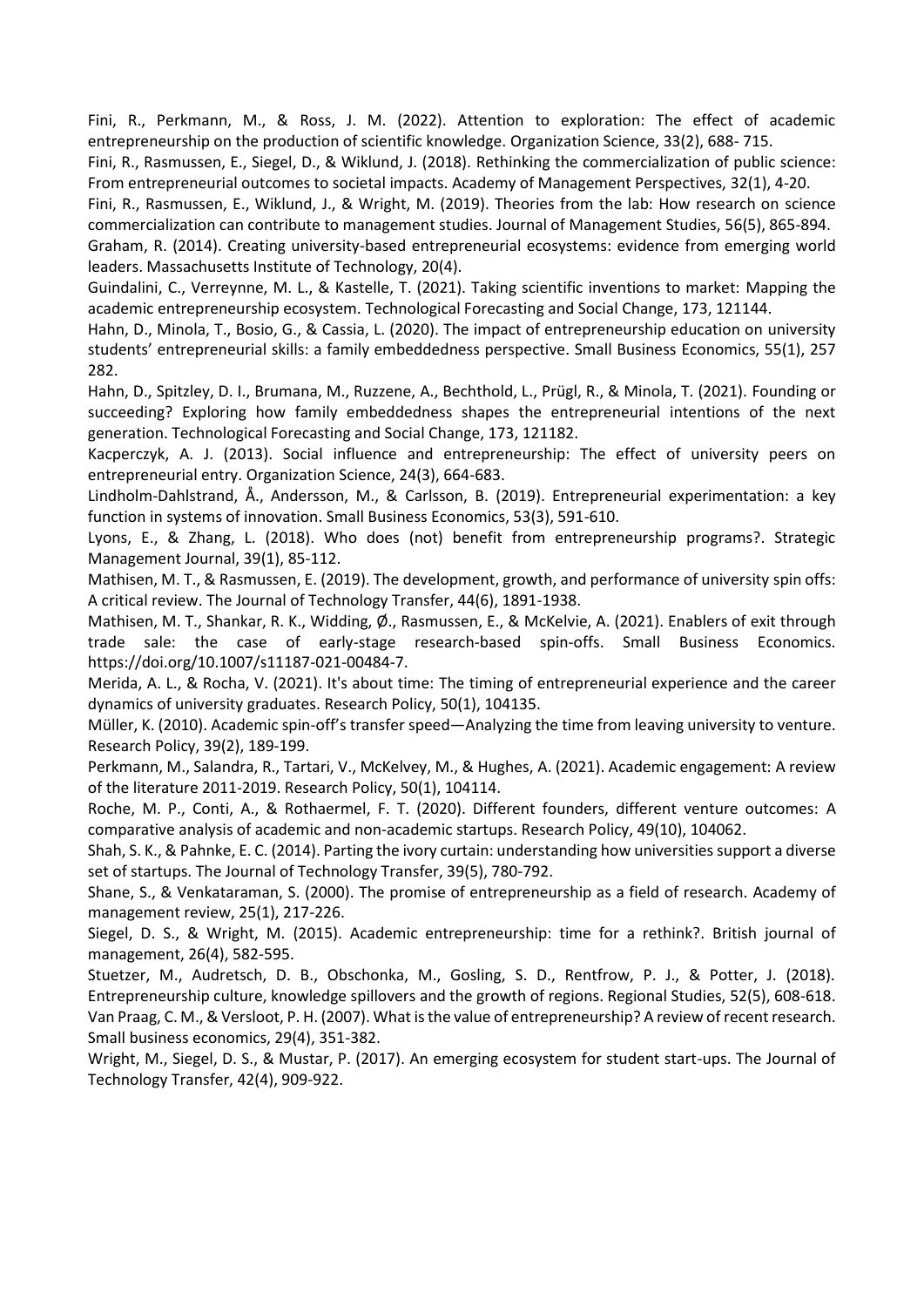Fini, R., Perkmann, M., & Ross, J. M. (2022). Attention to exploration: The effect of academic entrepreneurship on the production of scientific knowledge. Organization Science, 33(2), 688- 715.

Fini, R., Rasmussen, E., Siegel, D., & Wiklund, J. (2018). Rethinking the commercialization of public science: From entrepreneurial outcomes to societal impacts. Academy of Management Perspectives, 32(1), 4-20.

Fini, R., Rasmussen, E., Wiklund, J., & Wright, M. (2019). Theories from the lab: How research on science commercialization can contribute to management studies. Journal of Management Studies, 56(5), 865-894.

Graham, R. (2014). Creating university-based entrepreneurial ecosystems: evidence from emerging world leaders. Massachusetts Institute of Technology, 20(4).

Guindalini, C., Verreynne, M. L., & Kastelle, T. (2021). Taking scientific inventions to market: Mapping the academic entrepreneurship ecosystem. Technological Forecasting and Social Change, 173, 121144.

Hahn, D., Minola, T., Bosio, G., & Cassia, L. (2020). The impact of entrepreneurship education on university students' entrepreneurial skills: a family embeddedness perspective. Small Business Economics, 55(1), 257 282.

Hahn, D., Spitzley, D. I., Brumana, M., Ruzzene, A., Bechthold, L., Prügl, R., & Minola, T. (2021). Founding or succeeding? Exploring how family embeddedness shapes the entrepreneurial intentions of the next generation. Technological Forecasting and Social Change, 173, 121182.

Kacperczyk, A. J. (2013). Social influence and entrepreneurship: The effect of university peers on entrepreneurial entry. Organization Science, 24(3), 664-683.

Lindholm-Dahlstrand, Å., Andersson, M., & Carlsson, B. (2019). Entrepreneurial experimentation: a key function in systems of innovation. Small Business Economics, 53(3), 591-610.

Lyons, E., & Zhang, L. (2018). Who does (not) benefit from entrepreneurship programs?. Strategic Management Journal, 39(1), 85-112.

Mathisen, M. T., & Rasmussen, E. (2019). The development, growth, and performance of university spin offs: A critical review. The Journal of Technology Transfer, 44(6), 1891-1938.

Mathisen, M. T., Shankar, R. K., Widding, Ø., Rasmussen, E., & McKelvie, A. (2021). Enablers of exit through trade sale: the case of early-stage research-based spin-offs. Small Business Economics. https://doi.org/10.1007/s11187-021-00484-7.

Merida, A. L., & Rocha, V. (2021). It's about time: The timing of entrepreneurial experience and the career dynamics of university graduates. Research Policy, 50(1), 104135.

Müller, K. (2010). Academic spin-off's transfer speed—Analyzing the time from leaving university to venture. Research Policy, 39(2), 189-199.

Perkmann, M., Salandra, R., Tartari, V., McKelvey, M., & Hughes, A. (2021). Academic engagement: A review of the literature 2011-2019. Research Policy, 50(1), 104114.

Roche, M. P., Conti, A., & Rothaermel, F. T. (2020). Different founders, different venture outcomes: A comparative analysis of academic and non-academic startups. Research Policy, 49(10), 104062.

Shah, S. K., & Pahnke, E. C. (2014). Parting the ivory curtain: understanding how universities support a diverse set of startups. The Journal of Technology Transfer, 39(5), 780-792.

Shane, S., & Venkataraman, S. (2000). The promise of entrepreneurship as a field of research. Academy of management review, 25(1), 217-226.

Siegel, D. S., & Wright, M. (2015). Academic entrepreneurship: time for a rethink?. British journal of management, 26(4), 582-595.

Stuetzer, M., Audretsch, D. B., Obschonka, M., Gosling, S. D., Rentfrow, P. J., & Potter, J. (2018). Entrepreneurship culture, knowledge spillovers and the growth of regions. Regional Studies, 52(5), 608-618.

Van Praag, C. M., & Versloot, P. H. (2007). What is the value of entrepreneurship? A review of recent research. Small business economics, 29(4), 351-382.

Wright, M., Siegel, D. S., & Mustar, P. (2017). An emerging ecosystem for student start-ups. The Journal of Technology Transfer, 42(4), 909-922.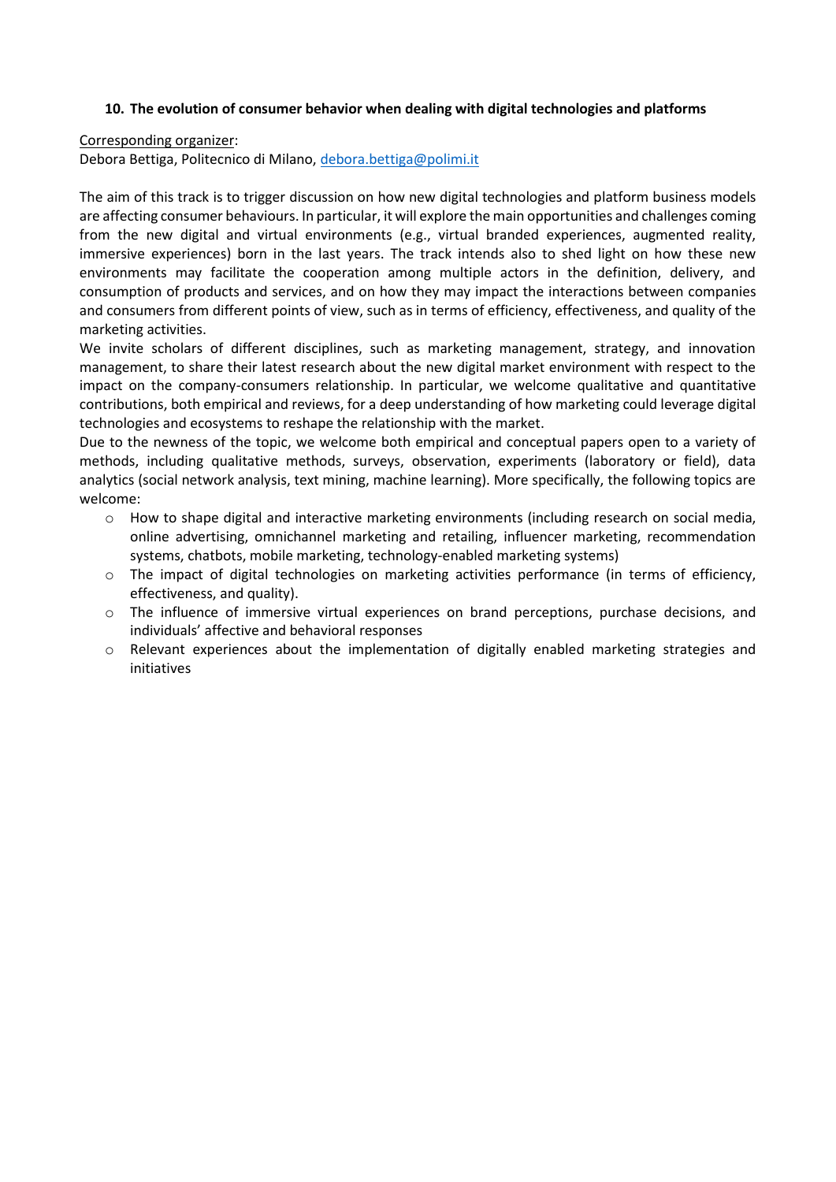## 10. The evolution of consumer behavior when dealing with digital technologies and platforms

Corresponding organizer:
Debora Bettiga, Politecnico di Milano, debora.bettiga@polimi.it

The aim of this track is to trigger discussion on how new digital technologies and platform business models are affecting consumer behaviours. In particular, it will explore the main opportunities and challenges coming from the new digital and virtual environments (e.g., virtual branded experiences, augmented reality, immersive experiences) born in the last years. The track intends also to shed light on how these new environments may facilitate the cooperation among multiple actors in the definition, delivery, and consumption of products and services, and on how they may impact the interactions between companies and consumers from different points of view, such as in terms of efficiency, effectiveness, and quality of the marketing activities.

We invite scholars of different disciplines, such as marketing management, strategy, and innovation management, to share their latest research about the new digital market environment with respect to the impact on the company-consumers relationship. In particular, we welcome qualitative and quantitative contributions, both empirical and reviews, for a deep understanding of how marketing could leverage digital technologies and ecosystems to reshape the relationship with the market.

Due to the newness of the topic, we welcome both empirical and conceptual papers open to a variety of methods, including qualitative methods, surveys, observation, experiments (laboratory or field), data analytics (social network analysis, text mining, machine learning). More specifically, the following topics are welcome:

- How to shape digital and interactive marketing environments (including research on social media, online advertising, omnichannel marketing and retailing, influencer marketing, recommendation systems, chatbots, mobile marketing, technology-enabled marketing systems)
- The impact of digital technologies on marketing activities performance (in terms of efficiency, effectiveness, and quality).
- The influence of immersive virtual experiences on brand perceptions, purchase decisions, and individuals' affective and behavioral responses
- Relevant experiences about the implementation of digitally enabled marketing strategies and initiatives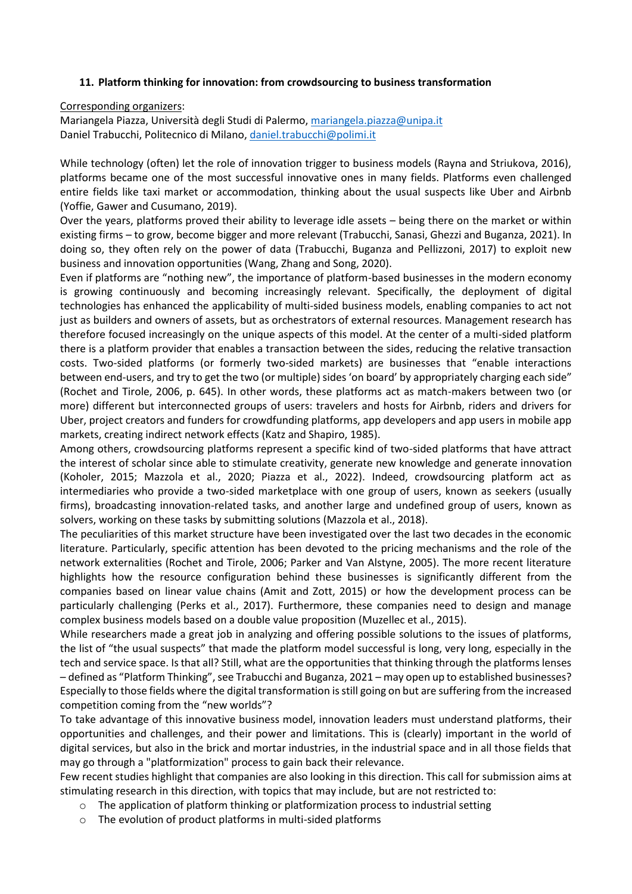## 11. Platform thinking for innovation: from crowdsourcing to business transformation

Corresponding organizers:
Mariangela Piazza, Università degli Studi di Palermo, mariangela.piazza@unipa.it
Daniel Trabucchi, Politecnico di Milano, daniel.trabucchi@polimi.it

While technology (often) let the role of innovation trigger to business models (Rayna and Striukova, 2016), platforms became one of the most successful innovative ones in many fields. Platforms even challenged entire fields like taxi market or accommodation, thinking about the usual suspects like Uber and Airbnb (Yoffie, Gawer and Cusumano, 2019).

Over the years, platforms proved their ability to leverage idle assets – being there on the market or within existing firms – to grow, become bigger and more relevant (Trabucchi, Sanasi, Ghezzi and Buganza, 2021). In doing so, they often rely on the power of data (Trabucchi, Buganza and Pellizzoni, 2017) to exploit new business and innovation opportunities (Wang, Zhang and Song, 2020).

Even if platforms are "nothing new", the importance of platform-based businesses in the modern economy is growing continuously and becoming increasingly relevant. Specifically, the deployment of digital technologies has enhanced the applicability of multi-sided business models, enabling companies to act not just as builders and owners of assets, but as orchestrators of external resources. Management research has therefore focused increasingly on the unique aspects of this model. At the center of a multi-sided platform there is a platform provider that enables a transaction between the sides, reducing the relative transaction costs. Two-sided platforms (or formerly two-sided markets) are businesses that "enable interactions between end-users, and try to get the two (or multiple) sides 'on board' by appropriately charging each side" (Rochet and Tirole, 2006, p. 645). In other words, these platforms act as match-makers between two (or more) different but interconnected groups of users: travelers and hosts for Airbnb, riders and drivers for Uber, project creators and funders for crowdfunding platforms, app developers and app users in mobile app markets, creating indirect network effects (Katz and Shapiro, 1985).

Among others, crowdsourcing platforms represent a specific kind of two-sided platforms that have attract the interest of scholar since able to stimulate creativity, generate new knowledge and generate innovation (Koholer, 2015; Mazzola et al., 2020; Piazza et al., 2022). Indeed, crowdsourcing platform act as intermediaries who provide a two-sided marketplace with one group of users, known as seekers (usually firms), broadcasting innovation-related tasks, and another large and undefined group of users, known as solvers, working on these tasks by submitting solutions (Mazzola et al., 2018).

The peculiarities of this market structure have been investigated over the last two decades in the economic literature. Particularly, specific attention has been devoted to the pricing mechanisms and the role of the network externalities (Rochet and Tirole, 2006; Parker and Van Alstyne, 2005). The more recent literature highlights how the resource configuration behind these businesses is significantly different from the companies based on linear value chains (Amit and Zott, 2015) or how the development process can be particularly challenging (Perks et al., 2017). Furthermore, these companies need to design and manage complex business models based on a double value proposition (Muzellec et al., 2015).

While researchers made a great job in analyzing and offering possible solutions to the issues of platforms, the list of "the usual suspects" that made the platform model successful is long, very long, especially in the tech and service space. Is that all? Still, what are the opportunities that thinking through the platforms lenses – defined as "Platform Thinking", see Trabucchi and Buganza, 2021 – may open up to established businesses? Especially to those fields where the digital transformation is still going on but are suffering from the increased competition coming from the "new worlds"?

To take advantage of this innovative business model, innovation leaders must understand platforms, their opportunities and challenges, and their power and limitations. This is (clearly) important in the world of digital services, but also in the brick and mortar industries, in the industrial space and in all those fields that may go through a "platformization" process to gain back their relevance.

Few recent studies highlight that companies are also looking in this direction. This call for submission aims at stimulating research in this direction, with topics that may include, but are not restricted to:

- The application of platform thinking or platformization process to industrial setting
- The evolution of product platforms in multi-sided platforms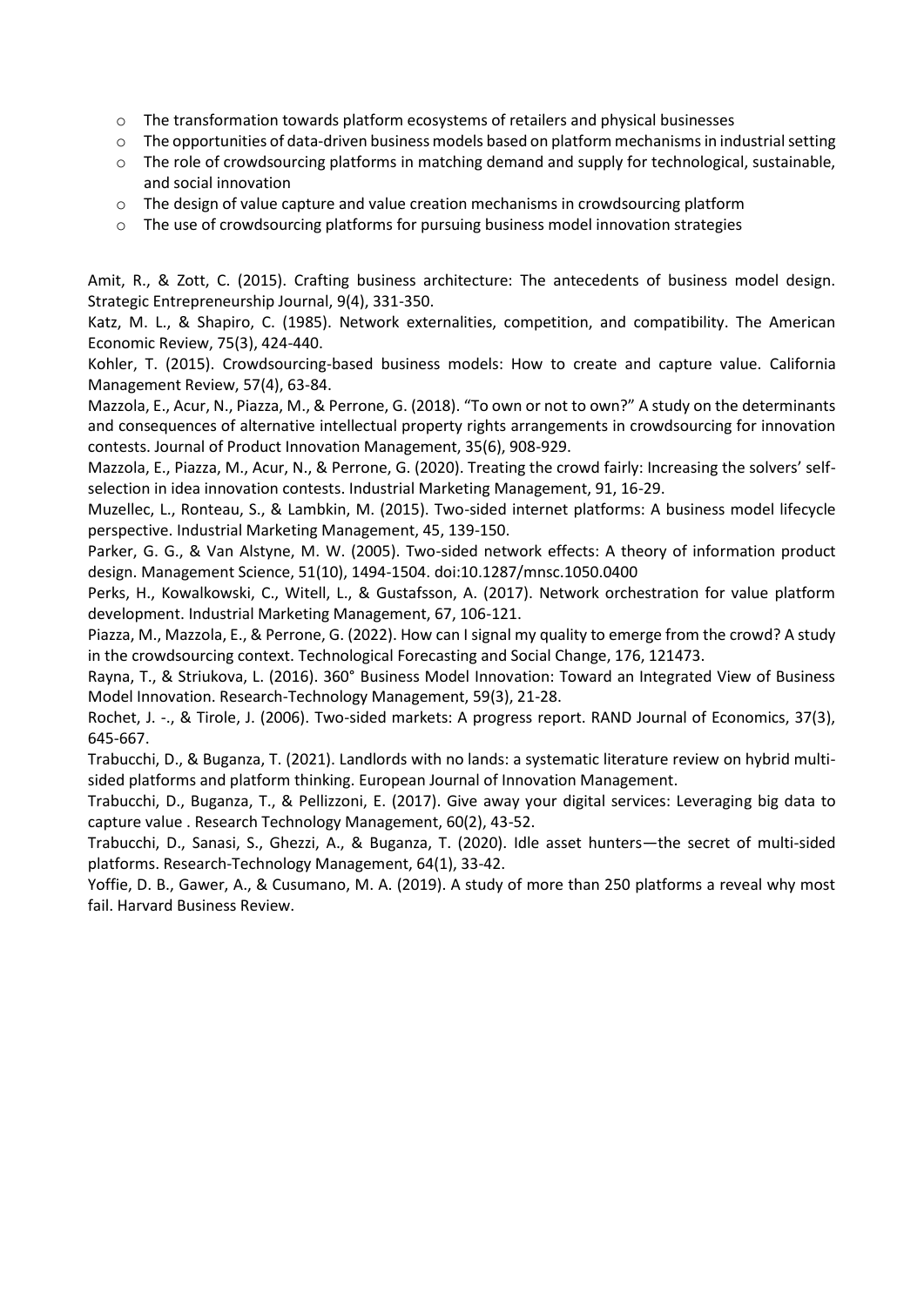- The transformation towards platform ecosystems of retailers and physical businesses
- The opportunities of data-driven business models based on platform mechanisms in industrial setting
- The role of crowdsourcing platforms in matching demand and supply for technological, sustainable, and social innovation
- The design of value capture and value creation mechanisms in crowdsourcing platform
- The use of crowdsourcing platforms for pursuing business model innovation strategies

Amit, R., & Zott, C. (2015). Crafting business architecture: The antecedents of business model design. Strategic Entrepreneurship Journal, 9(4), 331-350.

Katz, M. L., & Shapiro, C. (1985). Network externalities, competition, and compatibility. The American Economic Review, 75(3), 424-440.

Kohler, T. (2015). Crowdsourcing-based business models: How to create and capture value. California Management Review, 57(4), 63-84.

Mazzola, E., Acur, N., Piazza, M., & Perrone, G. (2018). "To own or not to own?" A study on the determinants and consequences of alternative intellectual property rights arrangements in crowdsourcing for innovation contests. Journal of Product Innovation Management, 35(6), 908-929.

Mazzola, E., Piazza, M., Acur, N., & Perrone, G. (2020). Treating the crowd fairly: Increasing the solvers' self-selection in idea innovation contests. Industrial Marketing Management, 91, 16-29.

Muzellec, L., Ronteau, S., & Lambkin, M. (2015). Two-sided internet platforms: A business model lifecycle perspective. Industrial Marketing Management, 45, 139-150.

Parker, G. G., & Van Alstyne, M. W. (2005). Two-sided network effects: A theory of information product design. Management Science, 51(10), 1494-1504. doi:10.1287/mnsc.1050.0400

Perks, H., Kowalkowski, C., Witell, L., & Gustafsson, A. (2017). Network orchestration for value platform development. Industrial Marketing Management, 67, 106-121.

Piazza, M., Mazzola, E., & Perrone, G. (2022). How can I signal my quality to emerge from the crowd? A study in the crowdsourcing context. Technological Forecasting and Social Change, 176, 121473.

Rayna, T., & Striukova, L. (2016). 360° Business Model Innovation: Toward an Integrated View of Business Model Innovation. Research-Technology Management, 59(3), 21-28.

Rochet, J. -., & Tirole, J. (2006). Two-sided markets: A progress report. RAND Journal of Economics, 37(3), 645-667.

Trabucchi, D., & Buganza, T. (2021). Landlords with no lands: a systematic literature review on hybrid multi-sided platforms and platform thinking. European Journal of Innovation Management.

Trabucchi, D., Buganza, T., & Pellizzoni, E. (2017). Give away your digital services: Leveraging big data to capture value . Research Technology Management, 60(2), 43-52.

Trabucchi, D., Sanasi, S., Ghezzi, A., & Buganza, T. (2020). Idle asset hunters—the secret of multi-sided platforms. Research-Technology Management, 64(1), 33-42.

Yoffie, D. B., Gawer, A., & Cusumano, M. A. (2019). A study of more than 250 platforms a reveal why most fail. Harvard Business Review.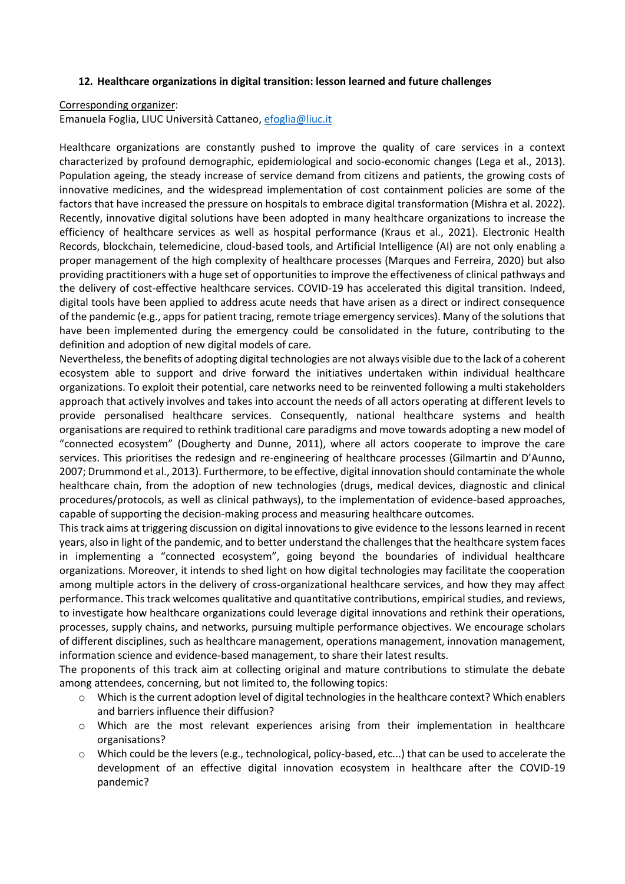**12. Healthcare organizations in digital transition: lesson learned and future challenges**

Corresponding organizer:
Emanuela Foglia, LIUC Università Cattaneo, efoglia@liuc.it

Healthcare organizations are constantly pushed to improve the quality of care services in a context characterized by profound demographic, epidemiological and socio-economic changes (Lega et al., 2013). Population ageing, the steady increase of service demand from citizens and patients, the growing costs of innovative medicines, and the widespread implementation of cost containment policies are some of the factors that have increased the pressure on hospitals to embrace digital transformation (Mishra et al. 2022). Recently, innovative digital solutions have been adopted in many healthcare organizations to increase the efficiency of healthcare services as well as hospital performance (Kraus et al., 2021). Electronic Health Records, blockchain, telemedicine, cloud-based tools, and Artificial Intelligence (AI) are not only enabling a proper management of the high complexity of healthcare processes (Marques and Ferreira, 2020) but also providing practitioners with a huge set of opportunities to improve the effectiveness of clinical pathways and the delivery of cost-effective healthcare services. COVID-19 has accelerated this digital transition. Indeed, digital tools have been applied to address acute needs that have arisen as a direct or indirect consequence of the pandemic (e.g., apps for patient tracing, remote triage emergency services). Many of the solutions that have been implemented during the emergency could be consolidated in the future, contributing to the definition and adoption of new digital models of care.

Nevertheless, the benefits of adopting digital technologies are not always visible due to the lack of a coherent ecosystem able to support and drive forward the initiatives undertaken within individual healthcare organizations. To exploit their potential, care networks need to be reinvented following a multi stakeholders approach that actively involves and takes into account the needs of all actors operating at different levels to provide personalised healthcare services. Consequently, national healthcare systems and health organisations are required to rethink traditional care paradigms and move towards adopting a new model of "connected ecosystem" (Dougherty and Dunne, 2011), where all actors cooperate to improve the care services. This prioritises the redesign and re-engineering of healthcare processes (Gilmartin and D'Aunno, 2007; Drummond et al., 2013). Furthermore, to be effective, digital innovation should contaminate the whole healthcare chain, from the adoption of new technologies (drugs, medical devices, diagnostic and clinical procedures/protocols, as well as clinical pathways), to the implementation of evidence-based approaches, capable of supporting the decision-making process and measuring healthcare outcomes.

This track aims at triggering discussion on digital innovations to give evidence to the lessons learned in recent years, also in light of the pandemic, and to better understand the challenges that the healthcare system faces in implementing a "connected ecosystem", going beyond the boundaries of individual healthcare organizations. Moreover, it intends to shed light on how digital technologies may facilitate the cooperation among multiple actors in the delivery of cross-organizational healthcare services, and how they may affect performance. This track welcomes qualitative and quantitative contributions, empirical studies, and reviews, to investigate how healthcare organizations could leverage digital innovations and rethink their operations, processes, supply chains, and networks, pursuing multiple performance objectives. We encourage scholars of different disciplines, such as healthcare management, operations management, innovation management, information science and evidence-based management, to share their latest results.

The proponents of this track aim at collecting original and mature contributions to stimulate the debate among attendees, concerning, but not limited to, the following topics:

- Which is the current adoption level of digital technologies in the healthcare context? Which enablers and barriers influence their diffusion?
- Which are the most relevant experiences arising from their implementation in healthcare organisations?
- Which could be the levers (e.g., technological, policy-based, etc...) that can be used to accelerate the development of an effective digital innovation ecosystem in healthcare after the COVID-19 pandemic?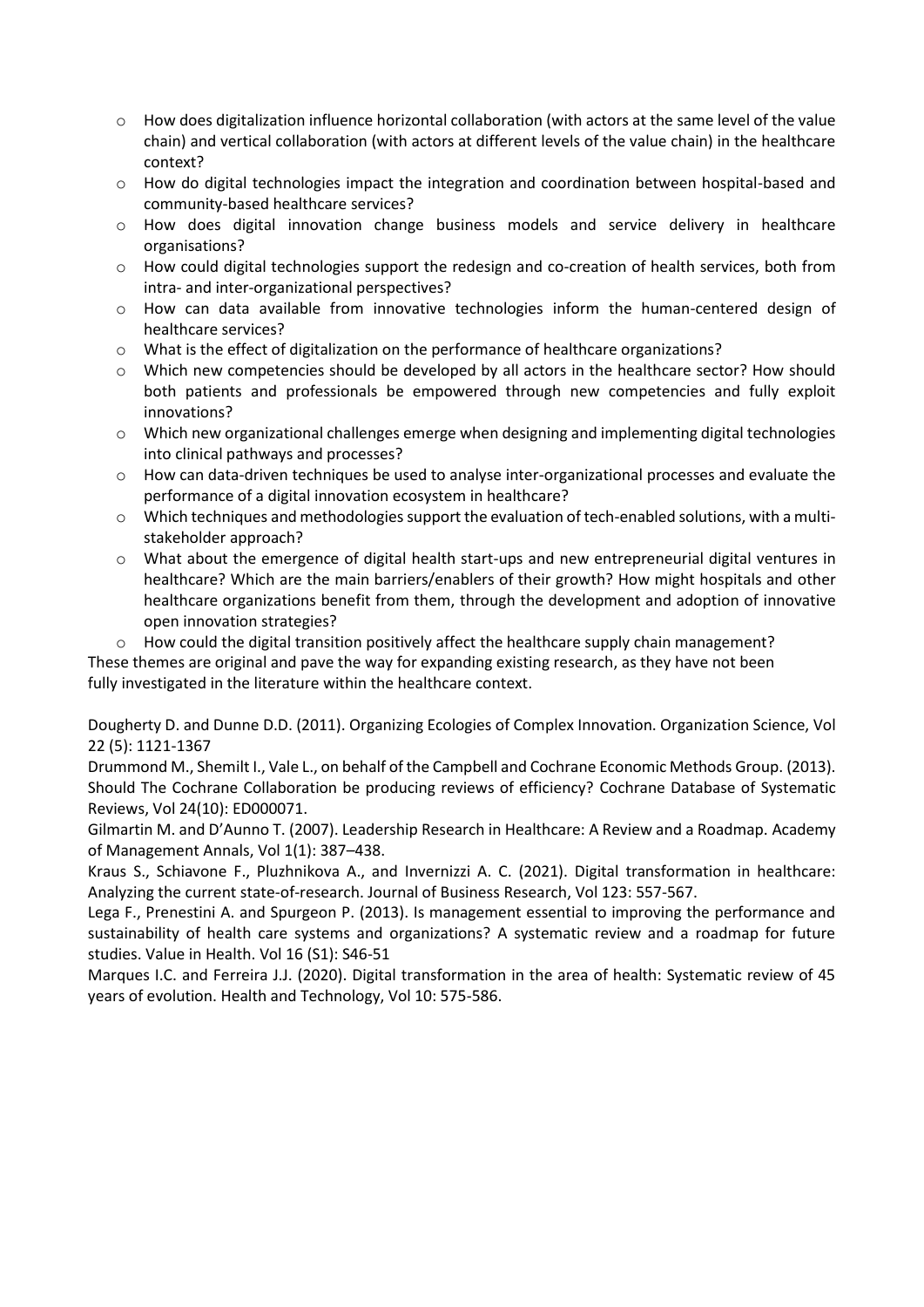- How does digitalization influence horizontal collaboration (with actors at the same level of the value chain) and vertical collaboration (with actors at different levels of the value chain) in the healthcare context?
- How do digital technologies impact the integration and coordination between hospital-based and community-based healthcare services?
- How does digital innovation change business models and service delivery in healthcare organisations?
- How could digital technologies support the redesign and co-creation of health services, both from intra- and inter-organizational perspectives?
- How can data available from innovative technologies inform the human-centered design of healthcare services?
- What is the effect of digitalization on the performance of healthcare organizations?
- Which new competencies should be developed by all actors in the healthcare sector? How should both patients and professionals be empowered through new competencies and fully exploit innovations?
- Which new organizational challenges emerge when designing and implementing digital technologies into clinical pathways and processes?
- How can data-driven techniques be used to analyse inter-organizational processes and evaluate the performance of a digital innovation ecosystem in healthcare?
- Which techniques and methodologies support the evaluation of tech-enabled solutions, with a multi-stakeholder approach?
- What about the emergence of digital health start-ups and new entrepreneurial digital ventures in healthcare? Which are the main barriers/enablers of their growth? How might hospitals and other healthcare organizations benefit from them, through the development and adoption of innovative open innovation strategies?
- How could the digital transition positively affect the healthcare supply chain management?

These themes are original and pave the way for expanding existing research, as they have not been fully investigated in the literature within the healthcare context.

Dougherty D. and Dunne D.D. (2011). Organizing Ecologies of Complex Innovation. Organization Science, Vol 22 (5): 1121-1367

Drummond M., Shemilt I., Vale L., on behalf of the Campbell and Cochrane Economic Methods Group. (2013). Should The Cochrane Collaboration be producing reviews of efficiency? Cochrane Database of Systematic Reviews, Vol 24(10): ED000071.

Gilmartin M. and D'Aunno T. (2007). Leadership Research in Healthcare: A Review and a Roadmap. Academy of Management Annals, Vol 1(1): 387–438.

Kraus S., Schiavone F., Pluzhnikova A., and Invernizzi A. C. (2021). Digital transformation in healthcare: Analyzing the current state-of-research. Journal of Business Research, Vol 123: 557-567.

Lega F., Prenestini A. and Spurgeon P. (2013). Is management essential to improving the performance and sustainability of health care systems and organizations? A systematic review and a roadmap for future studies. Value in Health. Vol 16 (S1): S46-51

Marques I.C. and Ferreira J.J. (2020). Digital transformation in the area of health: Systematic review of 45 years of evolution. Health and Technology, Vol 10: 575-586.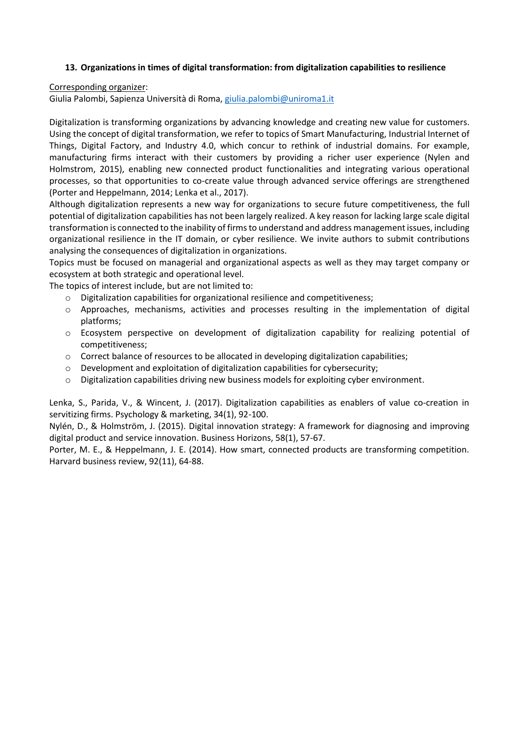## 13. Organizations in times of digital transformation: from digitalization capabilities to resilience

Corresponding organizer:
Giulia Palombi, Sapienza Università di Roma, giulia.palombi@uniroma1.it

Digitalization is transforming organizations by advancing knowledge and creating new value for customers. Using the concept of digital transformation, we refer to topics of Smart Manufacturing, Industrial Internet of Things, Digital Factory, and Industry 4.0, which concur to rethink of industrial domains. For example, manufacturing firms interact with their customers by providing a richer user experience (Nylen and Holmstrom, 2015), enabling new connected product functionalities and integrating various operational processes, so that opportunities to co-create value through advanced service offerings are strengthened (Porter and Heppelmann, 2014; Lenka et al., 2017).

Although digitalization represents a new way for organizations to secure future competitiveness, the full potential of digitalization capabilities has not been largely realized. A key reason for lacking large scale digital transformation is connected to the inability of firms to understand and address management issues, including organizational resilience in the IT domain, or cyber resilience. We invite authors to submit contributions analysing the consequences of digitalization in organizations.

Topics must be focused on managerial and organizational aspects as well as they may target company or ecosystem at both strategic and operational level.

The topics of interest include, but are not limited to:

- Digitalization capabilities for organizational resilience and competitiveness;
- Approaches, mechanisms, activities and processes resulting in the implementation of digital platforms;
- Ecosystem perspective on development of digitalization capability for realizing potential of competitiveness;
- Correct balance of resources to be allocated in developing digitalization capabilities;
- Development and exploitation of digitalization capabilities for cybersecurity;
- Digitalization capabilities driving new business models for exploiting cyber environment.

Lenka, S., Parida, V., & Wincent, J. (2017). Digitalization capabilities as enablers of value co-creation in servitizing firms. Psychology & marketing, 34(1), 92-100.

Nylén, D., & Holmström, J. (2015). Digital innovation strategy: A framework for diagnosing and improving digital product and service innovation. Business Horizons, 58(1), 57-67.

Porter, M. E., & Heppelmann, J. E. (2014). How smart, connected products are transforming competition. Harvard business review, 92(11), 64-88.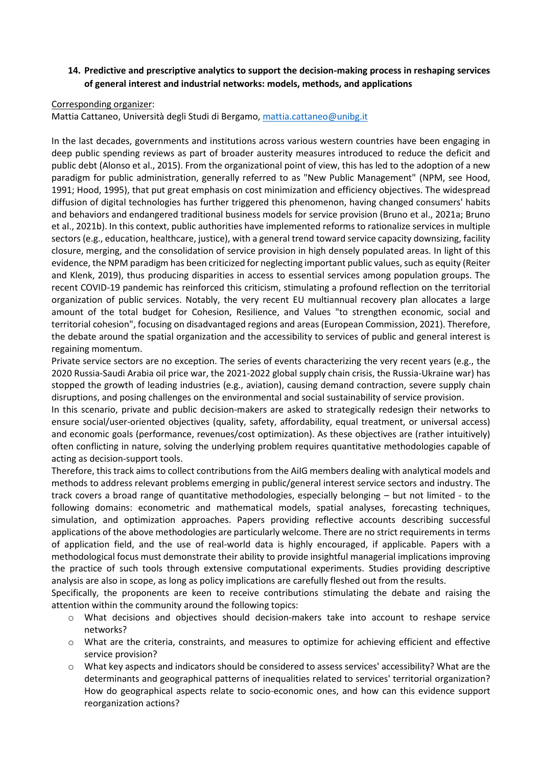## 14. Predictive and prescriptive analytics to support the decision-making process in reshaping services of general interest and industrial networks: models, methods, and applications

Corresponding organizer:

Mattia Cattaneo, Università degli Studi di Bergamo, mattia.cattaneo@unibg.it

In the last decades, governments and institutions across various western countries have been engaging in deep public spending reviews as part of broader austerity measures introduced to reduce the deficit and public debt (Alonso et al., 2015). From the organizational point of view, this has led to the adoption of a new paradigm for public administration, generally referred to as "New Public Management" (NPM, see Hood, 1991; Hood, 1995), that put great emphasis on cost minimization and efficiency objectives. The widespread diffusion of digital technologies has further triggered this phenomenon, having changed consumers' habits and behaviors and endangered traditional business models for service provision (Bruno et al., 2021a; Bruno et al., 2021b). In this context, public authorities have implemented reforms to rationalize services in multiple sectors (e.g., education, healthcare, justice), with a general trend toward service capacity downsizing, facility closure, merging, and the consolidation of service provision in high densely populated areas. In light of this evidence, the NPM paradigm has been criticized for neglecting important public values, such as equity (Reiter and Klenk, 2019), thus producing disparities in access to essential services among population groups. The recent COVID-19 pandemic has reinforced this criticism, stimulating a profound reflection on the territorial organization of public services. Notably, the very recent EU multiannual recovery plan allocates a large amount of the total budget for Cohesion, Resilience, and Values "to strengthen economic, social and territorial cohesion", focusing on disadvantaged regions and areas (European Commission, 2021). Therefore, the debate around the spatial organization and the accessibility to services of public and general interest is regaining momentum.

Private service sectors are no exception. The series of events characterizing the very recent years (e.g., the 2020 Russia-Saudi Arabia oil price war, the 2021-2022 global supply chain crisis, the Russia-Ukraine war) has stopped the growth of leading industries (e.g., aviation), causing demand contraction, severe supply chain disruptions, and posing challenges on the environmental and social sustainability of service provision.

In this scenario, private and public decision-makers are asked to strategically redesign their networks to ensure social/user-oriented objectives (quality, safety, affordability, equal treatment, or universal access) and economic goals (performance, revenues/cost optimization). As these objectives are (rather intuitively) often conflicting in nature, solving the underlying problem requires quantitative methodologies capable of acting as decision-support tools.

Therefore, this track aims to collect contributions from the AiIG members dealing with analytical models and methods to address relevant problems emerging in public/general interest service sectors and industry. The track covers a broad range of quantitative methodologies, especially belonging – but not limited - to the following domains: econometric and mathematical models, spatial analyses, forecasting techniques, simulation, and optimization approaches. Papers providing reflective accounts describing successful applications of the above methodologies are particularly welcome. There are no strict requirements in terms of application field, and the use of real-world data is highly encouraged, if applicable. Papers with a methodological focus must demonstrate their ability to provide insightful managerial implications improving the practice of such tools through extensive computational experiments. Studies providing descriptive analysis are also in scope, as long as policy implications are carefully fleshed out from the results.

Specifically, the proponents are keen to receive contributions stimulating the debate and raising the attention within the community around the following topics:

- What decisions and objectives should decision-makers take into account to reshape service networks?
- What are the criteria, constraints, and measures to optimize for achieving efficient and effective service provision?
- What key aspects and indicators should be considered to assess services' accessibility? What are the determinants and geographical patterns of inequalities related to services' territorial organization? How do geographical aspects relate to socio-economic ones, and how can this evidence support reorganization actions?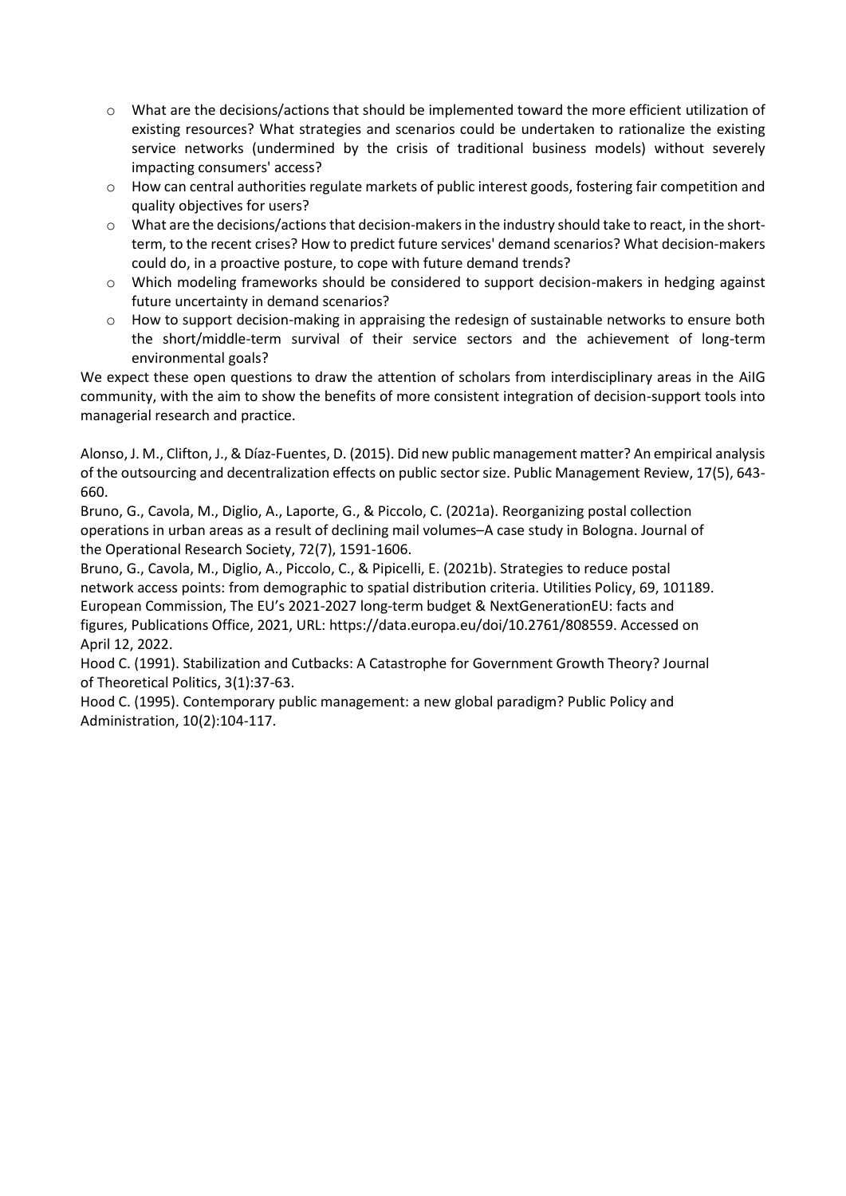- What are the decisions/actions that should be implemented toward the more efficient utilization of existing resources? What strategies and scenarios could be undertaken to rationalize the existing service networks (undermined by the crisis of traditional business models) without severely impacting consumers' access?
- How can central authorities regulate markets of public interest goods, fostering fair competition and quality objectives for users?
- What are the decisions/actions that decision-makers in the industry should take to react, in the short-term, to the recent crises? How to predict future services' demand scenarios? What decision-makers could do, in a proactive posture, to cope with future demand trends?
- Which modeling frameworks should be considered to support decision-makers in hedging against future uncertainty in demand scenarios?
- How to support decision-making in appraising the redesign of sustainable networks to ensure both the short/middle-term survival of their service sectors and the achievement of long-term environmental goals?

We expect these open questions to draw the attention of scholars from interdisciplinary areas in the AiIG community, with the aim to show the benefits of more consistent integration of decision-support tools into managerial research and practice.

Alonso, J. M., Clifton, J., & Díaz-Fuentes, D. (2015). Did new public management matter? An empirical analysis of the outsourcing and decentralization effects on public sector size. Public Management Review, 17(5), 643-660.

Bruno, G., Cavola, M., Diglio, A., Laporte, G., & Piccolo, C. (2021a). Reorganizing postal collection operations in urban areas as a result of declining mail volumes–A case study in Bologna. Journal of the Operational Research Society, 72(7), 1591-1606.

Bruno, G., Cavola, M., Diglio, A., Piccolo, C., & Pipicelli, E. (2021b). Strategies to reduce postal network access points: from demographic to spatial distribution criteria. Utilities Policy, 69, 101189.

European Commission, The EU's 2021-2027 long-term budget & NextGenerationEU: facts and figures, Publications Office, 2021, URL: https://data.europa.eu/doi/10.2761/808559. Accessed on April 12, 2022.

Hood C. (1991). Stabilization and Cutbacks: A Catastrophe for Government Growth Theory? Journal of Theoretical Politics, 3(1):37-63.

Hood C. (1995). Contemporary public management: a new global paradigm? Public Policy and Administration, 10(2):104-117.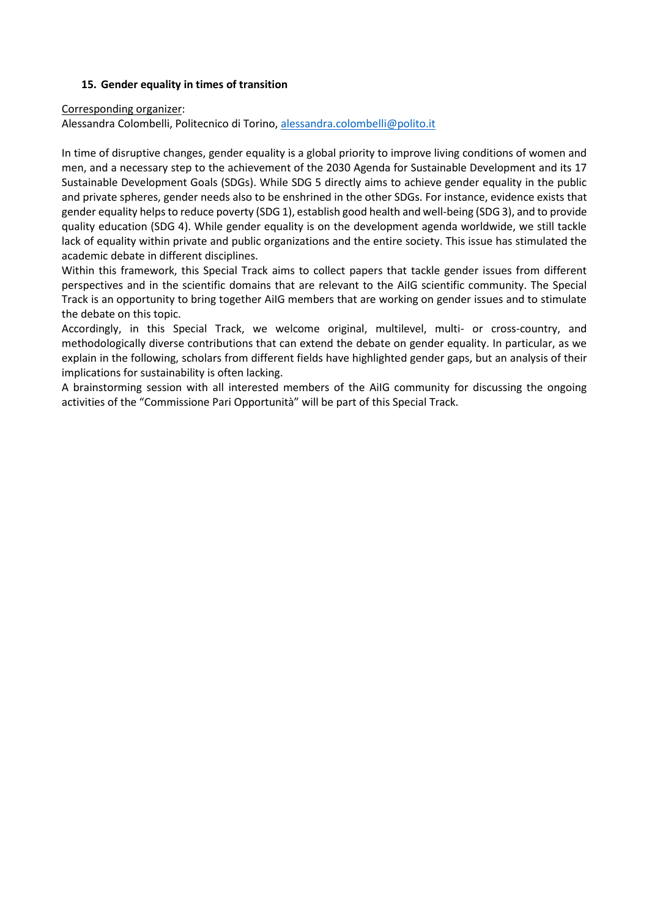### 15. Gender equality in times of transition

Corresponding organizer:
Alessandra Colombelli, Politecnico di Torino, alessandra.colombelli@polito.it

In time of disruptive changes, gender equality is a global priority to improve living conditions of women and men, and a necessary step to the achievement of the 2030 Agenda for Sustainable Development and its 17 Sustainable Development Goals (SDGs). While SDG 5 directly aims to achieve gender equality in the public and private spheres, gender needs also to be enshrined in the other SDGs. For instance, evidence exists that gender equality helps to reduce poverty (SDG 1), establish good health and well-being (SDG 3), and to provide quality education (SDG 4). While gender equality is on the development agenda worldwide, we still tackle lack of equality within private and public organizations and the entire society. This issue has stimulated the academic debate in different disciplines.

Within this framework, this Special Track aims to collect papers that tackle gender issues from different perspectives and in the scientific domains that are relevant to the AiIG scientific community. The Special Track is an opportunity to bring together AiIG members that are working on gender issues and to stimulate the debate on this topic.

Accordingly, in this Special Track, we welcome original, multilevel, multi- or cross-country, and methodologically diverse contributions that can extend the debate on gender equality. In particular, as we explain in the following, scholars from different fields have highlighted gender gaps, but an analysis of their implications for sustainability is often lacking.

A brainstorming session with all interested members of the AiIG community for discussing the ongoing activities of the "Commissione Pari Opportunità" will be part of this Special Track.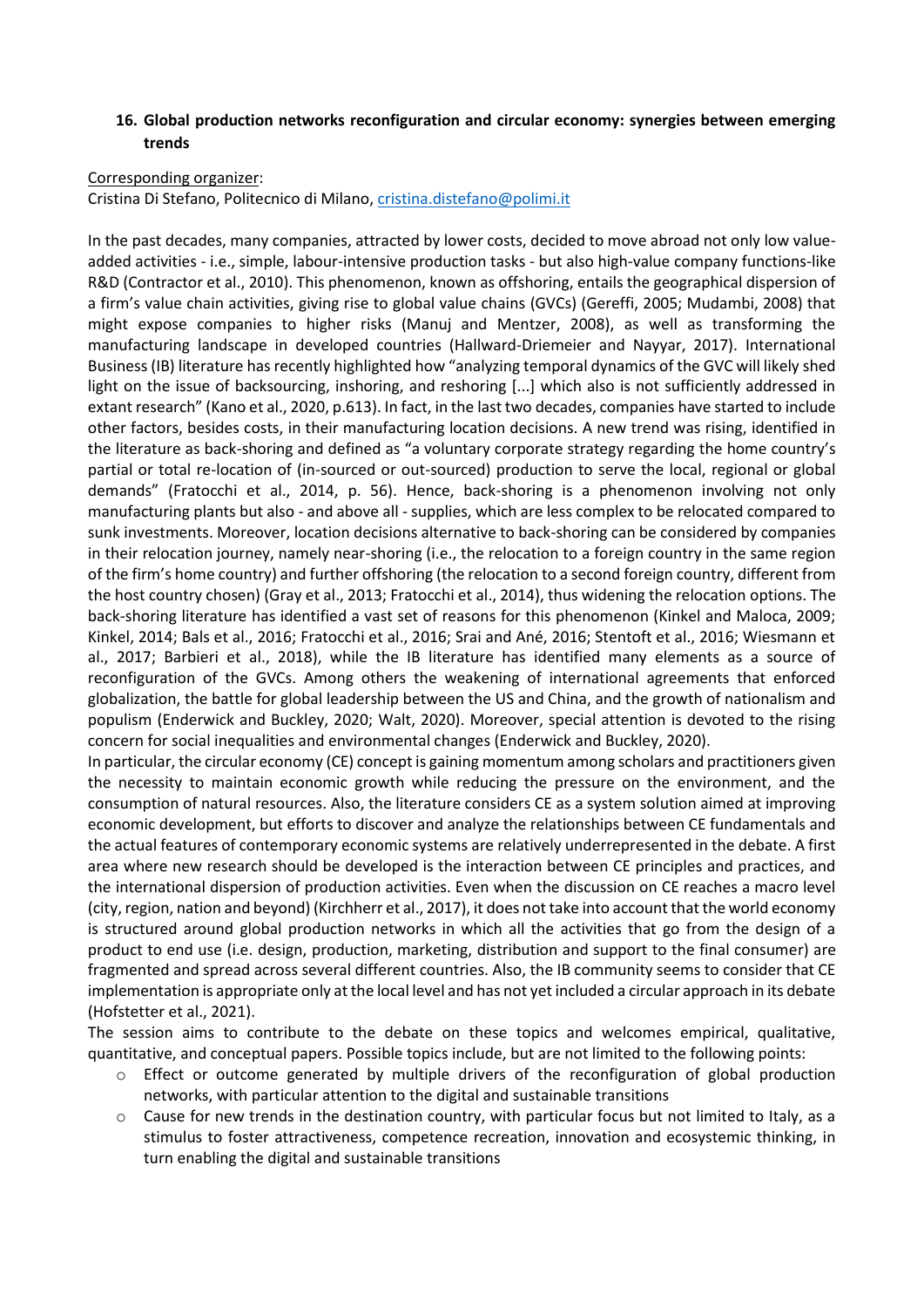## 16. Global production networks reconfiguration and circular economy: synergies between emerging trends

Corresponding organizer:
Cristina Di Stefano, Politecnico di Milano, cristina.distefano@polimi.it

In the past decades, many companies, attracted by lower costs, decided to move abroad not only low value-added activities - i.e., simple, labour-intensive production tasks - but also high-value company functions-like R&D (Contractor et al., 2010). This phenomenon, known as offshoring, entails the geographical dispersion of a firm's value chain activities, giving rise to global value chains (GVCs) (Gereffi, 2005; Mudambi, 2008) that might expose companies to higher risks (Manuj and Mentzer, 2008), as well as transforming the manufacturing landscape in developed countries (Hallward-Driemeier and Nayyar, 2017). International Business (IB) literature has recently highlighted how "analyzing temporal dynamics of the GVC will likely shed light on the issue of backsourcing, inshoring, and reshoring [...] which also is not sufficiently addressed in extant research" (Kano et al., 2020, p.613). In fact, in the last two decades, companies have started to include other factors, besides costs, in their manufacturing location decisions. A new trend was rising, identified in the literature as back-shoring and defined as "a voluntary corporate strategy regarding the home country's partial or total re-location of (in-sourced or out-sourced) production to serve the local, regional or global demands" (Fratocchi et al., 2014, p. 56). Hence, back-shoring is a phenomenon involving not only manufacturing plants but also - and above all - supplies, which are less complex to be relocated compared to sunk investments. Moreover, location decisions alternative to back-shoring can be considered by companies in their relocation journey, namely near-shoring (i.e., the relocation to a foreign country in the same region of the firm's home country) and further offshoring (the relocation to a second foreign country, different from the host country chosen) (Gray et al., 2013; Fratocchi et al., 2014), thus widening the relocation options. The back-shoring literature has identified a vast set of reasons for this phenomenon (Kinkel and Maloca, 2009; Kinkel, 2014; Bals et al., 2016; Fratocchi et al., 2016; Srai and Ané, 2016; Stentoft et al., 2016; Wiesmann et al., 2017; Barbieri et al., 2018), while the IB literature has identified many elements as a source of reconfiguration of the GVCs. Among others the weakening of international agreements that enforced globalization, the battle for global leadership between the US and China, and the growth of nationalism and populism (Enderwick and Buckley, 2020; Walt, 2020). Moreover, special attention is devoted to the rising concern for social inequalities and environmental changes (Enderwick and Buckley, 2020).

In particular, the circular economy (CE) concept is gaining momentum among scholars and practitioners given the necessity to maintain economic growth while reducing the pressure on the environment, and the consumption of natural resources. Also, the literature considers CE as a system solution aimed at improving economic development, but efforts to discover and analyze the relationships between CE fundamentals and the actual features of contemporary economic systems are relatively underrepresented in the debate. A first area where new research should be developed is the interaction between CE principles and practices, and the international dispersion of production activities. Even when the discussion on CE reaches a macro level (city, region, nation and beyond) (Kirchherr et al., 2017), it does not take into account that the world economy is structured around global production networks in which all the activities that go from the design of a product to end use (i.e. design, production, marketing, distribution and support to the final consumer) are fragmented and spread across several different countries. Also, the IB community seems to consider that CE implementation is appropriate only at the local level and has not yet included a circular approach in its debate (Hofstetter et al., 2021).

The session aims to contribute to the debate on these topics and welcomes empirical, qualitative, quantitative, and conceptual papers. Possible topics include, but are not limited to the following points:

- Effect or outcome generated by multiple drivers of the reconfiguration of global production networks, with particular attention to the digital and sustainable transitions
- Cause for new trends in the destination country, with particular focus but not limited to Italy, as a stimulus to foster attractiveness, competence recreation, innovation and ecosystemic thinking, in turn enabling the digital and sustainable transitions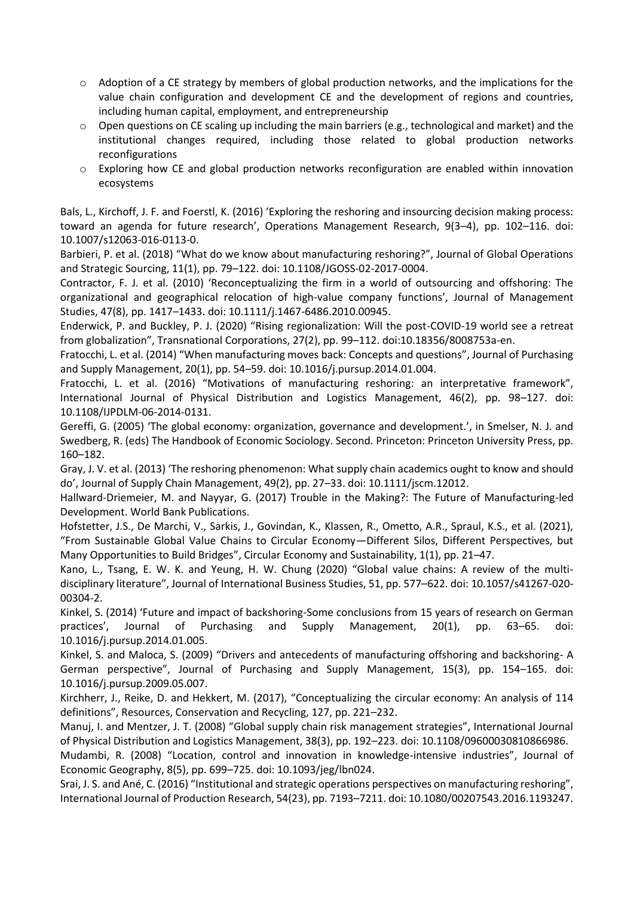- Adoption of a CE strategy by members of global production networks, and the implications for the value chain configuration and development CE and the development of regions and countries, including human capital, employment, and entrepreneurship
- Open questions on CE scaling up including the main barriers (e.g., technological and market) and the institutional changes required, including those related to global production networks reconfigurations
- Exploring how CE and global production networks reconfiguration are enabled within innovation ecosystems

Bals, L., Kirchoff, J. F. and Foerstl, K. (2016) 'Exploring the reshoring and insourcing decision making process: toward an agenda for future research', Operations Management Research, 9(3–4), pp. 102–116. doi: 10.1007/s12063-016-0113-0.

Barbieri, P. et al. (2018) "What do we know about manufacturing reshoring?", Journal of Global Operations and Strategic Sourcing, 11(1), pp. 79–122. doi: 10.1108/JGOSS-02-2017-0004.

Contractor, F. J. et al. (2010) 'Reconceptualizing the firm in a world of outsourcing and offshoring: The organizational and geographical relocation of high-value company functions', Journal of Management Studies, 47(8), pp. 1417–1433. doi: 10.1111/j.1467-6486.2010.00945.

Enderwick, P. and Buckley, P. J. (2020) "Rising regionalization: Will the post-COVID-19 world see a retreat from globalization", Transnational Corporations, 27(2), pp. 99–112. doi:10.18356/8008753a-en.

Fratocchi, L. et al. (2014) "When manufacturing moves back: Concepts and questions", Journal of Purchasing and Supply Management, 20(1), pp. 54–59. doi: 10.1016/j.pursup.2014.01.004.

Fratocchi, L. et al. (2016) "Motivations of manufacturing reshoring: an interpretative framework", International Journal of Physical Distribution and Logistics Management, 46(2), pp. 98–127. doi: 10.1108/IJPDLM-06-2014-0131.

Gereffi, G. (2005) 'The global economy: organization, governance and development.', in Smelser, N. J. and Swedberg, R. (eds) The Handbook of Economic Sociology. Second. Princeton: Princeton University Press, pp. 160–182.

Gray, J. V. et al. (2013) 'The reshoring phenomenon: What supply chain academics ought to know and should do', Journal of Supply Chain Management, 49(2), pp. 27–33. doi: 10.1111/jscm.12012.

Hallward-Driemeier, M. and Nayyar, G. (2017) Trouble in the Making?: The Future of Manufacturing-led Development. World Bank Publications.

Hofstetter, J.S., De Marchi, V., Sarkis, J., Govindan, K., Klassen, R., Ometto, A.R., Spraul, K.S., et al. (2021), "From Sustainable Global Value Chains to Circular Economy—Different Silos, Different Perspectives, but Many Opportunities to Build Bridges", Circular Economy and Sustainability, 1(1), pp. 21–47.

Kano, L., Tsang, E. W. K. and Yeung, H. W. Chung (2020) "Global value chains: A review of the multi-disciplinary literature", Journal of International Business Studies, 51, pp. 577–622. doi: 10.1057/s41267-020-00304-2.

Kinkel, S. (2014) 'Future and impact of backshoring-Some conclusions from 15 years of research on German practices', Journal of Purchasing and Supply Management, 20(1), pp. 63–65. doi: 10.1016/j.pursup.2014.01.005.

Kinkel, S. and Maloca, S. (2009) "Drivers and antecedents of manufacturing offshoring and backshoring- A German perspective", Journal of Purchasing and Supply Management, 15(3), pp. 154–165. doi: 10.1016/j.pursup.2009.05.007.

Kirchherr, J., Reike, D. and Hekkert, M. (2017), "Conceptualizing the circular economy: An analysis of 114 definitions", Resources, Conservation and Recycling, 127, pp. 221–232.

Manuj, I. and Mentzer, J. T. (2008) "Global supply chain risk management strategies", International Journal of Physical Distribution and Logistics Management, 38(3), pp. 192–223. doi: 10.1108/09600030810866986.

Mudambi, R. (2008) "Location, control and innovation in knowledge-intensive industries", Journal of Economic Geography, 8(5), pp. 699–725. doi: 10.1093/jeg/lbn024.

Srai, J. S. and Ané, C. (2016) "Institutional and strategic operations perspectives on manufacturing reshoring", International Journal of Production Research, 54(23), pp. 7193–7211. doi: 10.1080/00207543.2016.1193247.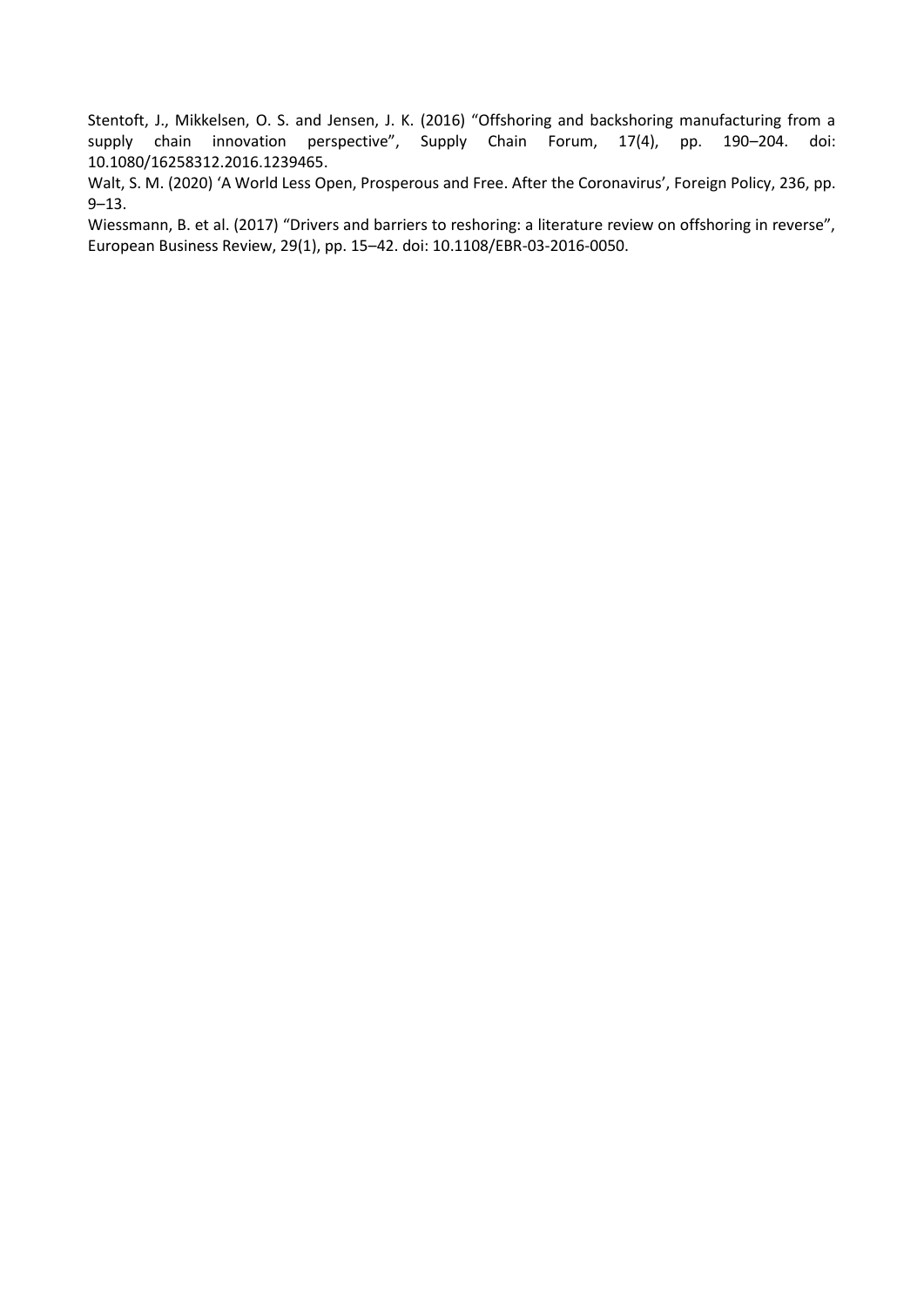Stentoft, J., Mikkelsen, O. S. and Jensen, J. K. (2016) "Offshoring and backshoring manufacturing from a supply chain innovation perspective", Supply Chain Forum, 17(4), pp. 190–204. doi: 10.1080/16258312.2016.1239465.

Walt, S. M. (2020) 'A World Less Open, Prosperous and Free. After the Coronavirus', Foreign Policy, 236, pp. 9–13.

Wiessmann, B. et al. (2017) "Drivers and barriers to reshoring: a literature review on offshoring in reverse", European Business Review, 29(1), pp. 15–42. doi: 10.1108/EBR-03-2016-0050.